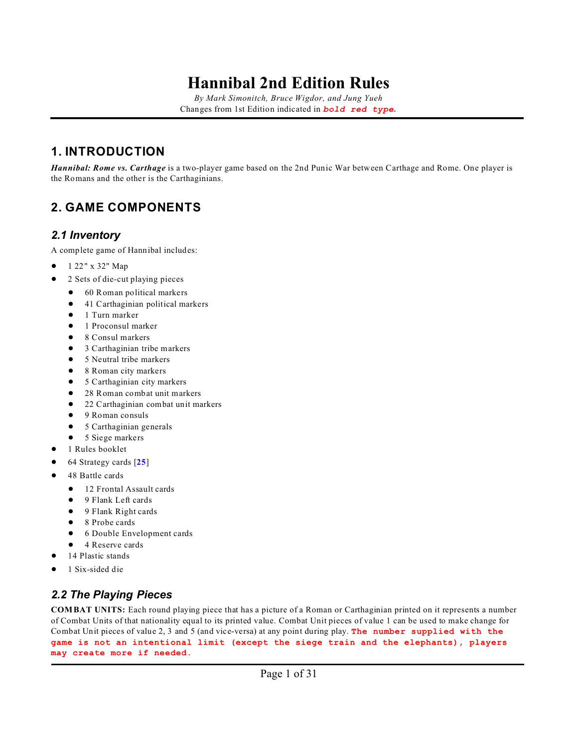# Hannibal 2nd Edition Rules

*By Mark Simonitch, Bruce Wigdor, and Jung Yueh*

Changes from 1st Edition indicated in ***bold red type.***

## 1. INTRODUCTION

***Hannibal: Rome vs. Carthage*** is a two-player game based on the 2nd Punic War between Carthage and Rome. One player is the Romans and the other is the Carthaginians.

## 2. GAME COMPONENTS

### *2.1 Inventory*

A complete game of Hannibal includes:

- 1 22" x 32" Map
- 2 Sets of die-cut playing pieces
  - 60 Roman political markers
  - 41 Carthaginian political markers
  - 1 Turn marker
  - 1 Proconsul marker
  - 8 Consul markers
  - 3 Carthaginian tribe markers
  - 5 Neutral tribe markers
  - 8 Roman city markers
  - 5 Carthaginian city markers
  - 28 Roman combat unit markers
  - 22 Carthaginian combat unit markers
  - 9 Roman consuls
  - 5 Carthaginian generals
  - 5 Siege markers
- 1 Rules booklet
- 64 Strategy cards [**25**]
- 48 Battle cards
  - 12 Frontal Assault cards
  - 9 Flank Left cards
  - 9 Flank Right cards
  - 8 Probe cards
  - 6 Double Envelopment cards
  - 4 Reserve cards
- 14 Plastic stands
- 1 Six-sided die

### *2.2 The Playing Pieces*

**COMBAT UNITS:** Each round playing piece that has a picture of a Roman or Carthaginian printed on it represents a number of Combat Units of that nationality equal to its printed value. Combat Unit pieces of value 1 can be used to make change for Combat Unit pieces of value 2, 3 and 5 (and vice-versa) at any point during play. **The number supplied with the game is not an intentional limit (except the siege train and the elephants), players may create more if needed.**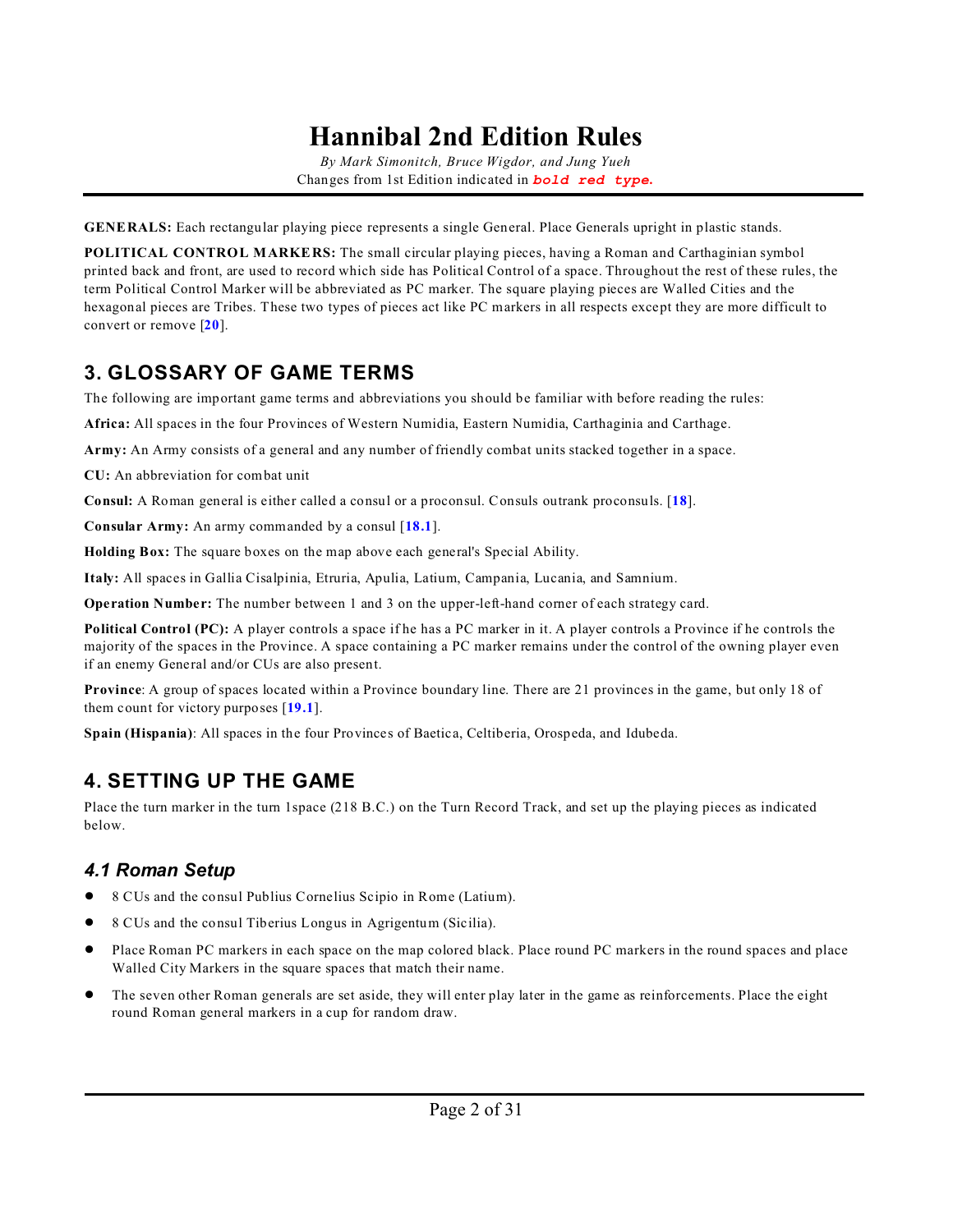# Hannibal 2nd Edition Rules

*By Mark Simonitch, Bruce Wigdor, and Jung Yueh*

Changes from 1st Edition indicated in ***bold red type.***

**GENERALS:** Each rectangular playing piece represents a single General. Place Generals upright in plastic stands.

**POLITICAL CONTROL MARKERS:** The small circular playing pieces, having a Roman and Carthaginian symbol printed back and front, are used to record which side has Political Control of a space. Throughout the rest of these rules, the term Political Control Marker will be abbreviated as PC marker. The square playing pieces are Walled Cities and the hexagonal pieces are Tribes. These two types of pieces act like PC markers in all respects except they are more difficult to convert or remove [**20**].

## 3. GLOSSARY OF GAME TERMS

The following are important game terms and abbreviations you should be familiar with before reading the rules:

**Africa:** All spaces in the four Provinces of Western Numidia, Eastern Numidia, Carthaginia and Carthage.

**Army:** An Army consists of a general and any number of friendly combat units stacked together in a space.

**CU:** An abbreviation for combat unit

**Consul:** A Roman general is either called a consul or a proconsul. Consuls outrank proconsuls. [**18**].

**Consular Army:** An army commanded by a consul [**18.1**].

**Holding Box:** The square boxes on the map above each general's Special Ability.

**Italy:** All spaces in Gallia Cisalpinia, Etruria, Apulia, Latium, Campania, Lucania, and Samnium.

**Operation Number:** The number between 1 and 3 on the upper-left-hand corner of each strategy card.

**Political Control (PC):** A player controls a space if he has a PC marker in it. A player controls a Province if he controls the majority of the spaces in the Province. A space containing a PC marker remains under the control of the owning player even if an enemy General and/or CUs are also present.

**Province**: A group of spaces located within a Province boundary line. There are 21 provinces in the game, but only 18 of them count for victory purposes [**19.1**].

**Spain (Hispania)**: All spaces in the four Provinces of Baetica, Celtiberia, Orospeda, and Idubeda.

## 4. SETTING UP THE GAME

Place the turn marker in the turn 1space (218 B.C.) on the Turn Record Track, and set up the playing pieces as indicated below.

### *4.1 Roman Setup*

- 8 CUs and the consul Publius Cornelius Scipio in Rome (Latium).
- 8 CUs and the consul Tiberius Longus in Agrigentum (Sicilia).
- Place Roman PC markers in each space on the map colored black. Place round PC markers in the round spaces and place Walled City Markers in the square spaces that match their name.
- The seven other Roman generals are set aside, they will enter play later in the game as reinforcements. Place the eight round Roman general markers in a cup for random draw.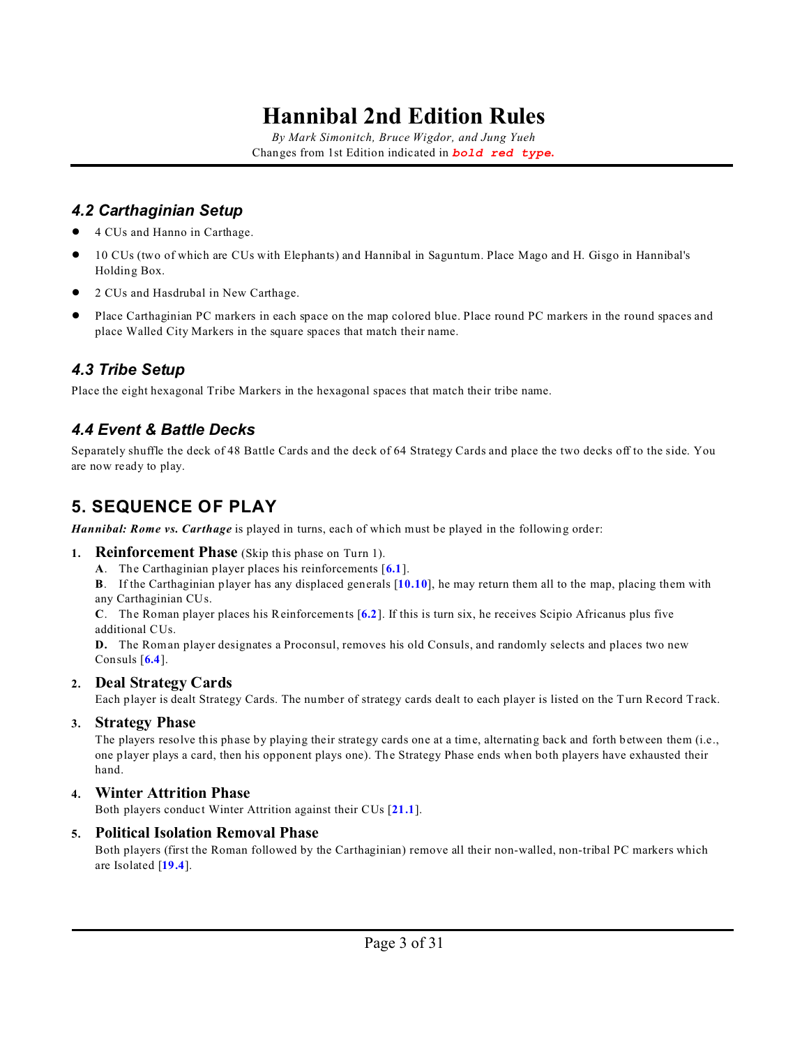# Hannibal 2nd Edition Rules

*By Mark Simonitch, Bruce Wigdor, and Jung Yueh*

Changes from 1st Edition indicated in ***bold red type.***

### *4.2 Carthaginian Setup*

- 4 CUs and Hanno in Carthage.
- 10 CUs (two of which are CUs with Elephants) and Hannibal in Saguntum. Place Mago and H. Gisgo in Hannibal's Holding Box.
- 2 CUs and Hasdrubal in New Carthage.
- Place Carthaginian PC markers in each space on the map colored blue. Place round PC markers in the round spaces and place Walled City Markers in the square spaces that match their name.

### *4.3 Tribe Setup*

Place the eight hexagonal Tribe Markers in the hexagonal spaces that match their tribe name.

### *4.4 Event & Battle Decks*

Separately shuffle the deck of 48 Battle Cards and the deck of 64 Strategy Cards and place the two decks off to the side. You are now ready to play.

## 5. SEQUENCE OF PLAY

***Hannibal: Rome vs. Carthage*** is played in turns, each of which must be played in the following order:

1. **Reinforcement Phase** (Skip this phase on Turn 1).
   **A**. The Carthaginian player places his reinforcements [**6.1**].
   **B**. If the Carthaginian player has any displaced generals [**10.10**], he may return them all to the map, placing them with any Carthaginian CUs.
   **C**. The Roman player places his Reinforcements [**6.2**]. If this is turn six, he receives Scipio Africanus plus five additional CUs.
   **D.** The Roman player designates a Proconsul, removes his old Consuls, and randomly selects and places two new Consuls [**6.4**].
2. **Deal Strategy Cards**
   Each player is dealt Strategy Cards. The number of strategy cards dealt to each player is listed on the Turn Record Track.
3. **Strategy Phase**
   The players resolve this phase by playing their strategy cards one at a time, alternating back and forth between them (i.e., one player plays a card, then his opponent plays one). The Strategy Phase ends when both players have exhausted their hand.
4. **Winter Attrition Phase**
   Both players conduct Winter Attrition against their CUs [**21.1**].
5. **Political Isolation Removal Phase**
   Both players (first the Roman followed by the Carthaginian) remove all their non-walled, non-tribal PC markers which are Isolated [**19.4**].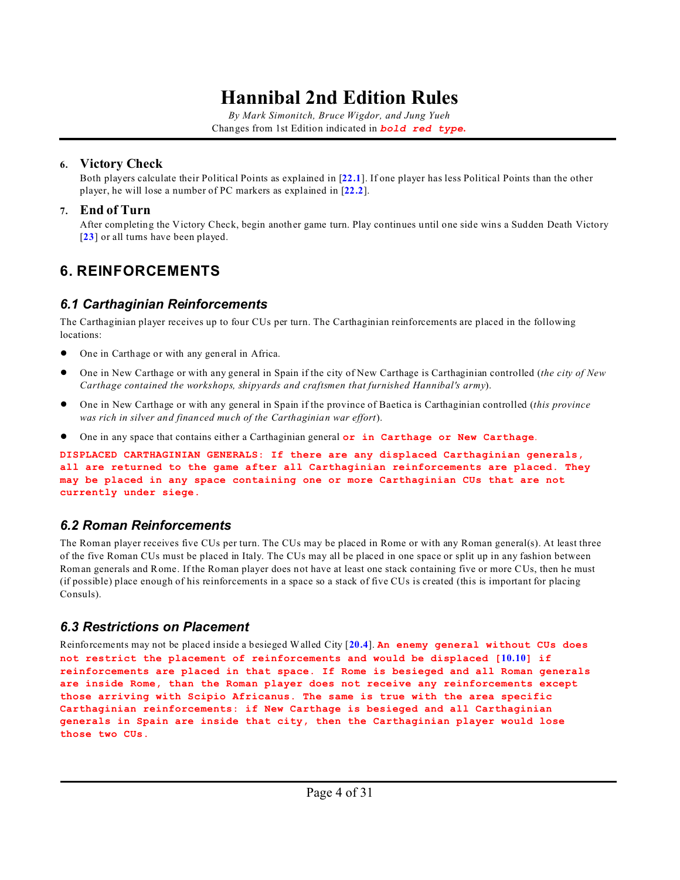# Hannibal 2nd Edition Rules

*By Mark Simonitch, Bruce Wigdor, and Jung Yueh*

Changes from 1st Edition indicated in ***bold red type.***

### 6. Victory Check

Both players calculate their Political Points as explained in [**22.1**]. If one player has less Political Points than the other player, he will lose a number of PC markers as explained in [**22.2**].

### 7. End of Turn

After completing the Victory Check, begin another game turn. Play continues until one side wins a Sudden Death Victory [**23**] or all turns have been played.

## 6. REINFORCEMENTS

### *6.1 Carthaginian Reinforcements*

The Carthaginian player receives up to four CUs per turn. The Carthaginian reinforcements are placed in the following locations:

- One in Carthage or with any general in Africa.
- One in New Carthage or with any general in Spain if the city of New Carthage is Carthaginian controlled (*the city of New Carthage contained the workshops, shipyards and craftsmen that furnished Hannibal's army*).
- One in New Carthage or with any general in Spain if the province of Baetica is Carthaginian controlled (*this province was rich in silver and financed much of the Carthaginian war effort*).
- One in any space that contains either a Carthaginian general **or in Carthage or New Carthage**.

**DISPLACED CARTHAGINIAN GENERALS: If there are any displaced Carthaginian generals, all are returned to the game after all Carthaginian reinforcements are placed. They may be placed in any space containing one or more Carthaginian CUs that are not currently under siege.**

### *6.2 Roman Reinforcements*

The Roman player receives five CUs per turn. The CUs may be placed in Rome or with any Roman general(s). At least three of the five Roman CUs must be placed in Italy. The CUs may all be placed in one space or split up in any fashion between Roman generals and Rome. If the Roman player does not have at least one stack containing five or more CUs, then he must (if possible) place enough of his reinforcements in a space so a stack of five CUs is created (this is important for placing Consuls).

### *6.3 Restrictions on Placement*

Reinforcements may not be placed inside a besieged Walled City [**20.4**]. **An enemy general without CUs does not restrict the placement of reinforcements and would be displaced [10.10] if reinforcements are placed in that space. If Rome is besieged and all Roman generals are inside Rome, than the Roman player does not receive any reinforcements except those arriving with Scipio Africanus. The same is true with the area specific Carthaginian reinforcements: if New Carthage is besieged and all Carthaginian generals in Spain are inside that city, then the Carthaginian player would lose those two CUs.**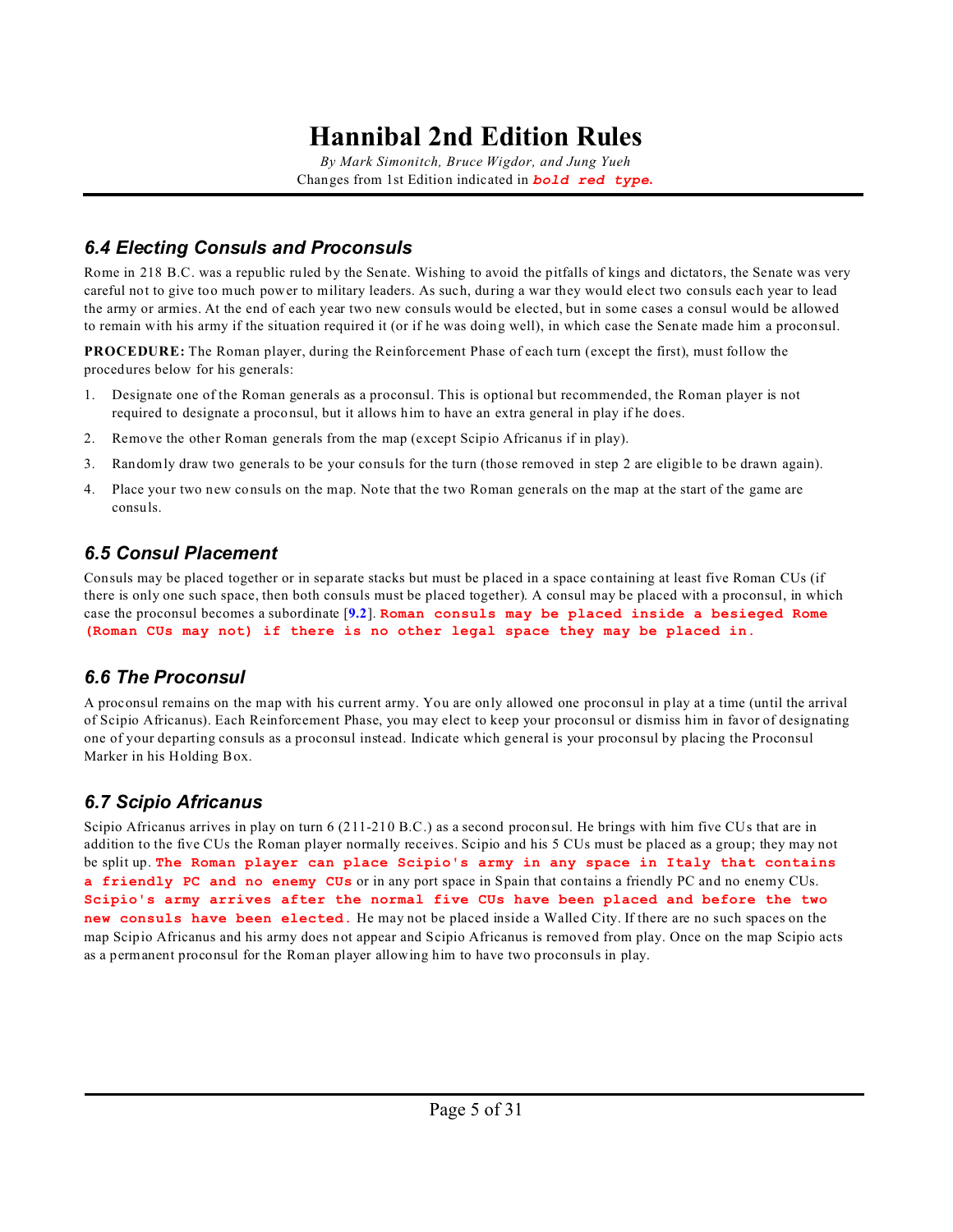# Hannibal 2nd Edition Rules

*By Mark Simonitch, Bruce Wigdor, and Jung Yueh*

Changes from 1st Edition indicated in ***bold red type.***

### *6.4 Electing Consuls and Proconsuls*

Rome in 218 B.C. was a republic ruled by the Senate. Wishing to avoid the pitfalls of kings and dictators, the Senate was very careful not to give too much power to military leaders. As such, during a war they would elect two consuls each year to lead the army or armies. At the end of each year two new consuls would be elected, but in some cases a consul would be allowed to remain with his army if the situation required it (or if he was doing well), in which case the Senate made him a proconsul.

**PROCEDURE:** The Roman player, during the Reinforcement Phase of each turn (except the first), must follow the procedures below for his generals:

1. Designate one of the Roman generals as a proconsul. This is optional but recommended, the Roman player is not required to designate a proconsul, but it allows him to have an extra general in play if he does.
2. Remove the other Roman generals from the map (except Scipio Africanus if in play).
3. Randomly draw two generals to be your consuls for the turn (those removed in step 2 are eligible to be drawn again).
4. Place your two new consuls on the map. Note that the two Roman generals on the map at the start of the game are consuls.

### *6.5 Consul Placement*

Consuls may be placed together or in separate stacks but must be placed in a space containing at least five Roman CUs (if there is only one such space, then both consuls must be placed together). A consul may be placed with a proconsul, in which case the proconsul becomes a subordinate [9.2]. **Roman consuls may be placed inside a besieged Rome (Roman CUs may not) if there is no other legal space they may be placed in.**

### *6.6 The Proconsul*

A proconsul remains on the map with his current army. You are only allowed one proconsul in play at a time (until the arrival of Scipio Africanus). Each Reinforcement Phase, you may elect to keep your proconsul or dismiss him in favor of designating one of your departing consuls as a proconsul instead. Indicate which general is your proconsul by placing the Proconsul Marker in his Holding Box.

### *6.7 Scipio Africanus*

Scipio Africanus arrives in play on turn 6 (211-210 B.C.) as a second proconsul. He brings with him five CUs that are in addition to the five CUs the Roman player normally receives. Scipio and his 5 CUs must be placed as a group; they may not be split up. **The Roman player can place Scipio's army in any space in Italy that contains a friendly PC and no enemy CUs** or in any port space in Spain that contains a friendly PC and no enemy CUs. **Scipio's army arrives after the normal five CUs have been placed and before the two new consuls have been elected.** He may not be placed inside a Walled City. If there are no such spaces on the map Scipio Africanus and his army does not appear and Scipio Africanus is removed from play. Once on the map Scipio acts as a permanent proconsul for the Roman player allowing him to have two proconsuls in play.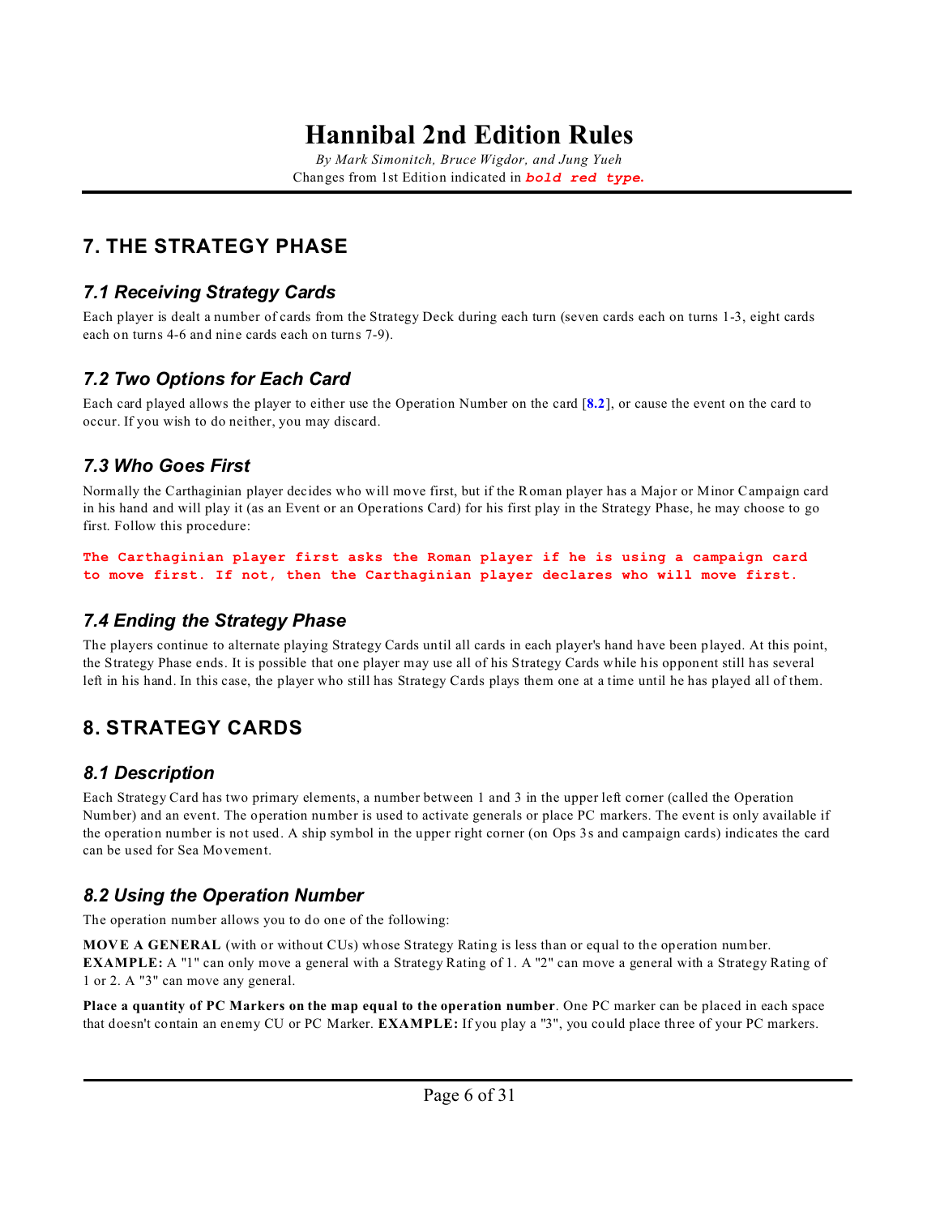# Hannibal 2nd Edition Rules

*By Mark Simonitch, Bruce Wigdor, and Jung Yueh*

Changes from 1st Edition indicated in ***bold red type.***

## 7. THE STRATEGY PHASE

### *7.1 Receiving Strategy Cards*

Each player is dealt a number of cards from the Strategy Deck during each turn (seven cards each on turns 1-3, eight cards each on turns 4-6 and nine cards each on turns 7-9).

### *7.2 Two Options for Each Card*

Each card played allows the player to either use the Operation Number on the card [**8.2**], or cause the event on the card to occur. If you wish to do neither, you may discard.

### *7.3 Who Goes First*

Normally the Carthaginian player decides who will move first, but if the Roman player has a Major or Minor Campaign card in his hand and will play it (as an Event or an Operations Card) for his first play in the Strategy Phase, he may choose to go first. Follow this procedure:

**The Carthaginian player first asks the Roman player if he is using a campaign card to move first. If not, then the Carthaginian player declares who will move first.**

### *7.4 Ending the Strategy Phase*

The players continue to alternate playing Strategy Cards until all cards in each player's hand have been played. At this point, the Strategy Phase ends. It is possible that one player may use all of his Strategy Cards while his opponent still has several left in his hand. In this case, the player who still has Strategy Cards plays them one at a time until he has played all of them.

## 8. STRATEGY CARDS

### *8.1 Description*

Each Strategy Card has two primary elements, a number between 1 and 3 in the upper left corner (called the Operation Number) and an event. The operation number is used to activate generals or place PC markers. The event is only available if the operation number is not used. A ship symbol in the upper right corner (on Ops 3s and campaign cards) indicates the card can be used for Sea Movement.

### *8.2 Using the Operation Number*

The operation number allows you to do one of the following:

**MOVE A GENERAL** (with or without CUs) whose Strategy Rating is less than or equal to the operation number. **EXAMPLE:** A "1" can only move a general with a Strategy Rating of 1. A "2" can move a general with a Strategy Rating of 1 or 2. A "3" can move any general.

**Place a quantity of PC Markers on the map equal to the operation number**. One PC marker can be placed in each space that doesn't contain an enemy CU or PC Marker. **EXAMPLE:** If you play a "3", you could place three of your PC markers.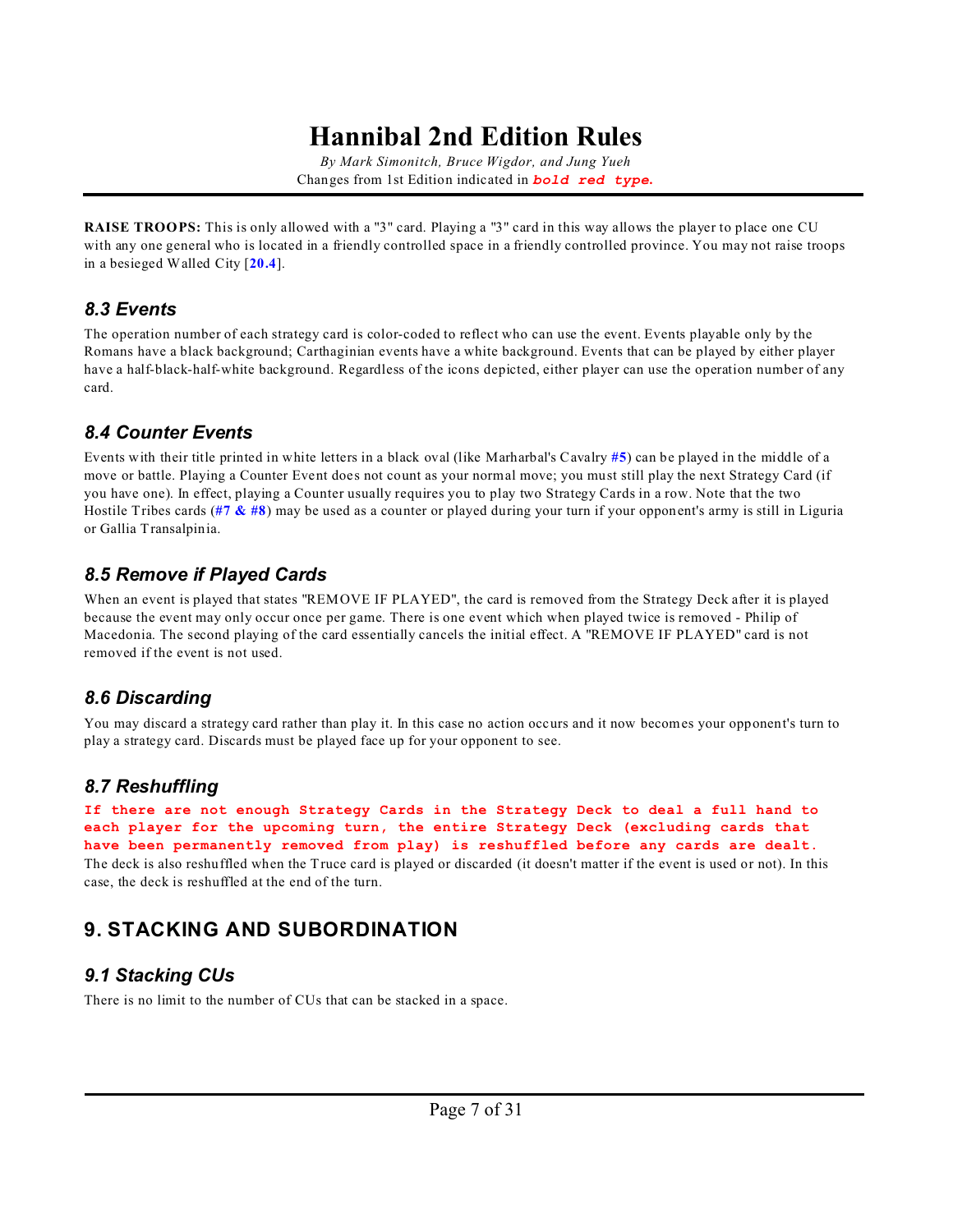**RAISE TROOPS:** This is only allowed with a "3" card. Playing a "3" card in this way allows the player to place one CU with any one general who is located in a friendly controlled space in a friendly controlled province. You may not raise troops in a besieged Walled City [**20.4**].

### *8.3 Events*

The operation number of each strategy card is color-coded to reflect who can use the event. Events playable only by the Romans have a black background; Carthaginian events have a white background. Events that can be played by either player have a half-black-half-white background. Regardless of the icons depicted, either player can use the operation number of any card.

### *8.4 Counter Events*

Events with their title printed in white letters in a black oval (like Marharbal's Cavalry **#5**) can be played in the middle of a move or battle. Playing a Counter Event does not count as your normal move; you must still play the next Strategy Card (if you have one). In effect, playing a Counter usually requires you to play two Strategy Cards in a row. Note that the two Hostile Tribes cards (**#7 & #8**) may be used as a counter or played during your turn if your opponent's army is still in Liguria or Gallia Transalpinia.

### *8.5 Remove if Played Cards*

When an event is played that states "REMOVE IF PLAYED", the card is removed from the Strategy Deck after it is played because the event may only occur once per game. There is one event which when played twice is removed - Philip of Macedonia. The second playing of the card essentially cancels the initial effect. A "REMOVE IF PLAYED" card is not removed if the event is not used.

### *8.6 Discarding*

You may discard a strategy card rather than play it. In this case no action occurs and it now becomes your opponent's turn to play a strategy card. Discards must be played face up for your opponent to see.

### *8.7 Reshuffling*

***If there are not enough Strategy Cards in the Strategy Deck to deal a full hand to each player for the upcoming turn, the entire Strategy Deck (excluding cards that have been permanently removed from play) is reshuffled before any cards are dealt.*** The deck is also reshuffled when the Truce card is played or discarded (it doesn't matter if the event is used or not). In this case, the deck is reshuffled at the end of the turn.

## 9. STACKING AND SUBORDINATION

### *9.1 Stacking CUs*

There is no limit to the number of CUs that can be stacked in a space.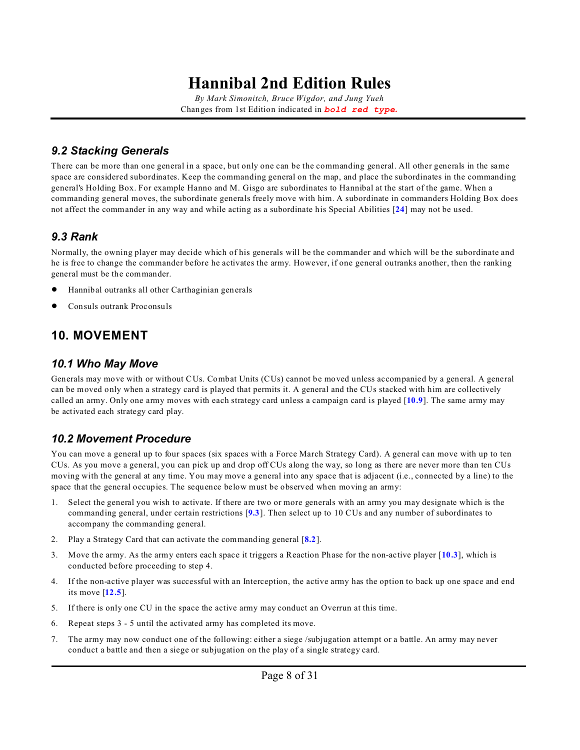# Hannibal 2nd Edition Rules

*By Mark Simonitch, Bruce Wigdor, and Jung Yueh*

Changes from 1st Edition indicated in ***bold red type.***

### 9.2 Stacking Generals

There can be more than one general in a space, but only one can be the commanding general. All other generals in the same space are considered subordinates. Keep the commanding general on the map, and place the subordinates in the commanding general's Holding Box. For example Hanno and M. Gisgo are subordinates to Hannibal at the start of the game. When a commanding general moves, the subordinate generals freely move with him. A subordinate in commanders Holding Box does not affect the commander in any way and while acting as a subordinate his Special Abilities [**24**] may not be used.

### 9.3 Rank

Normally, the owning player may decide which of his generals will be the commander and which will be the subordinate and he is free to change the commander before he activates the army. However, if one general outranks another, then the ranking general must be the commander.

- Hannibal outranks all other Carthaginian generals
- Consuls outrank Proconsuls

## 10. MOVEMENT

### 10.1 Who May Move

Generals may move with or without CUs. Combat Units (CUs) cannot be moved unless accompanied by a general. A general can be moved only when a strategy card is played that permits it. A general and the CUs stacked with him are collectively called an army. Only one army moves with each strategy card unless a campaign card is played [**10.9**]. The same army may be activated each strategy card play.

### 10.2 Movement Procedure

You can move a general up to four spaces (six spaces with a Force March Strategy Card). A general can move with up to ten CUs. As you move a general, you can pick up and drop off CUs along the way, so long as there are never more than ten CUs moving with the general at any time. You may move a general into any space that is adjacent (i.e., connected by a line) to the space that the general occupies. The sequence below must be observed when moving an army:

1. Select the general you wish to activate. If there are two or more generals with an army you may designate which is the commanding general, under certain restrictions [**9.3**]. Then select up to 10 CUs and any number of subordinates to accompany the commanding general.
2. Play a Strategy Card that can activate the commanding general [**8.2**].
3. Move the army. As the army enters each space it triggers a Reaction Phase for the non-active player [**10.3**], which is conducted before proceeding to step 4.
4. If the non-active player was successful with an Interception, the active army has the option to back up one space and end its move [**12.5**].
5. If there is only one CU in the space the active army may conduct an Overrun at this time.
6. Repeat steps 3 - 5 until the activated army has completed its move.
7. The army may now conduct one of the following: either a siege /subjugation attempt or a battle. An army may never conduct a battle and then a siege or subjugation on the play of a single strategy card.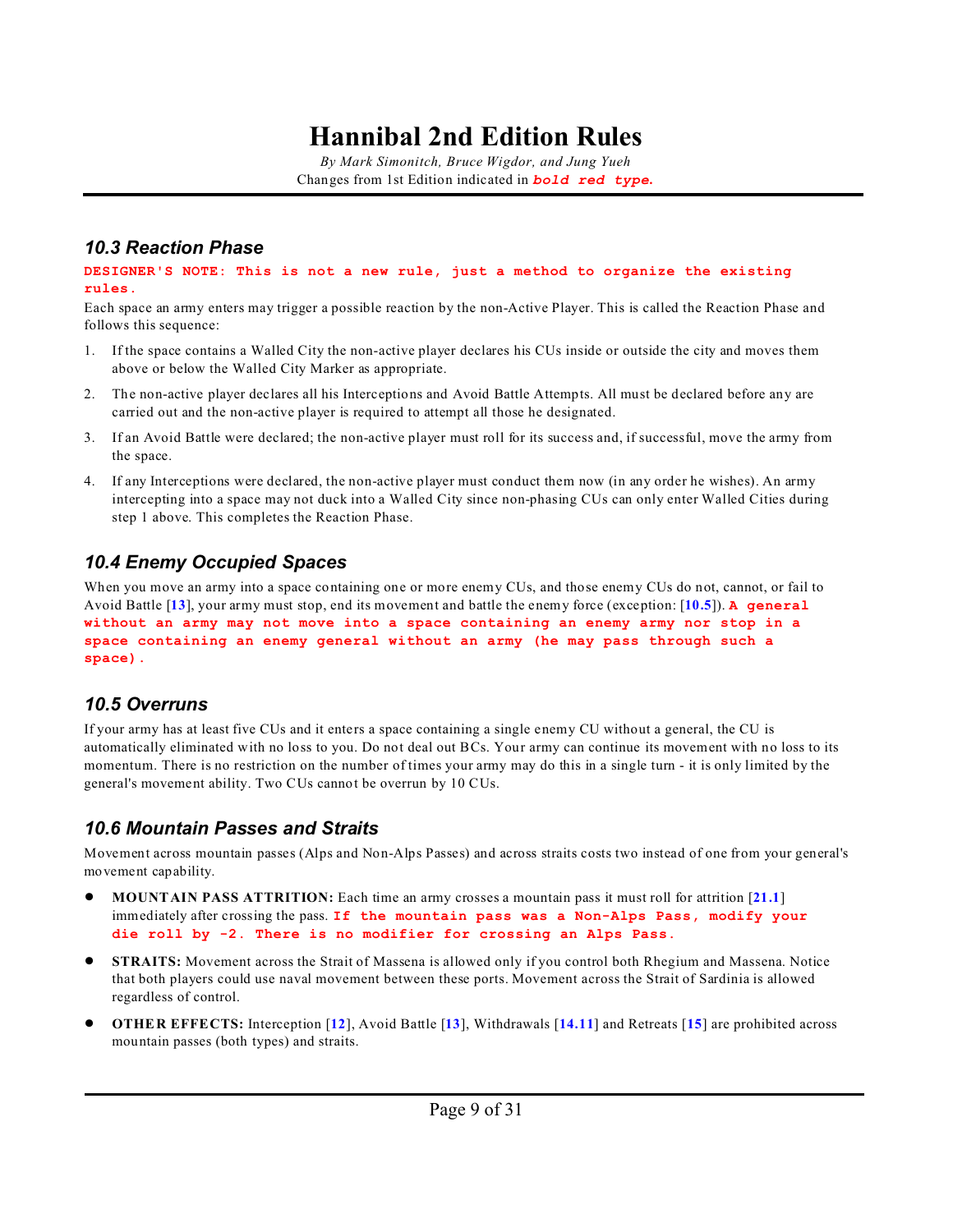# Hannibal 2nd Edition Rules

*By Mark Simonitch, Bruce Wigdor, and Jung Yueh*

Changes from 1st Edition indicated in ***bold red type.***

## *10.3 Reaction Phase*

**DESIGNER'S NOTE: This is not a new rule, just a method to organize the existing rules.**

Each space an army enters may trigger a possible reaction by the non-Active Player. This is called the Reaction Phase and follows this sequence:

1. If the space contains a Walled City the non-active player declares his CUs inside or outside the city and moves them above or below the Walled City Marker as appropriate.
2. The non-active player declares all his Interceptions and Avoid Battle Attempts. All must be declared before any are carried out and the non-active player is required to attempt all those he designated.
3. If an Avoid Battle were declared; the non-active player must roll for its success and, if successful, move the army from the space.
4. If any Interceptions were declared, the non-active player must conduct them now (in any order he wishes). An army intercepting into a space may not duck into a Walled City since non-phasing CUs can only enter Walled Cities during step 1 above. This completes the Reaction Phase.

## *10.4 Enemy Occupied Spaces*

When you move an army into a space containing one or more enemy CUs, and those enemy CUs do not, cannot, or fail to Avoid Battle [**13**], your army must stop, end its movement and battle the enemy force (exception: [**10.5**]). **A general without an army may not move into a space containing an enemy army nor stop in a space containing an enemy general without an army (he may pass through such a space).**

## *10.5 Overruns*

If your army has at least five CUs and it enters a space containing a single enemy CU without a general, the CU is automatically eliminated with no loss to you. Do not deal out BCs. Your army can continue its movement with no loss to its momentum. There is no restriction on the number of times your army may do this in a single turn - it is only limited by the general's movement ability. Two CUs cannot be overrun by 10 CUs.

## *10.6 Mountain Passes and Straits*

Movement across mountain passes (Alps and Non-Alps Passes) and across straits costs two instead of one from your general's movement capability.

- **MOUNTAIN PASS ATTRITION:** Each time an army crosses a mountain pass it must roll for attrition [**21.1**] immediately after crossing the pass. **If the mountain pass was a Non-Alps Pass, modify your die roll by -2. There is no modifier for crossing an Alps Pass.**
- **STRAITS:** Movement across the Strait of Massena is allowed only if you control both Rhegium and Massena. Notice that both players could use naval movement between these ports. Movement across the Strait of Sardinia is allowed regardless of control.
- **OTHER EFFECTS:** Interception [**12**], Avoid Battle [**13**], Withdrawals [**14.11**] and Retreats [**15**] are prohibited across mountain passes (both types) and straits.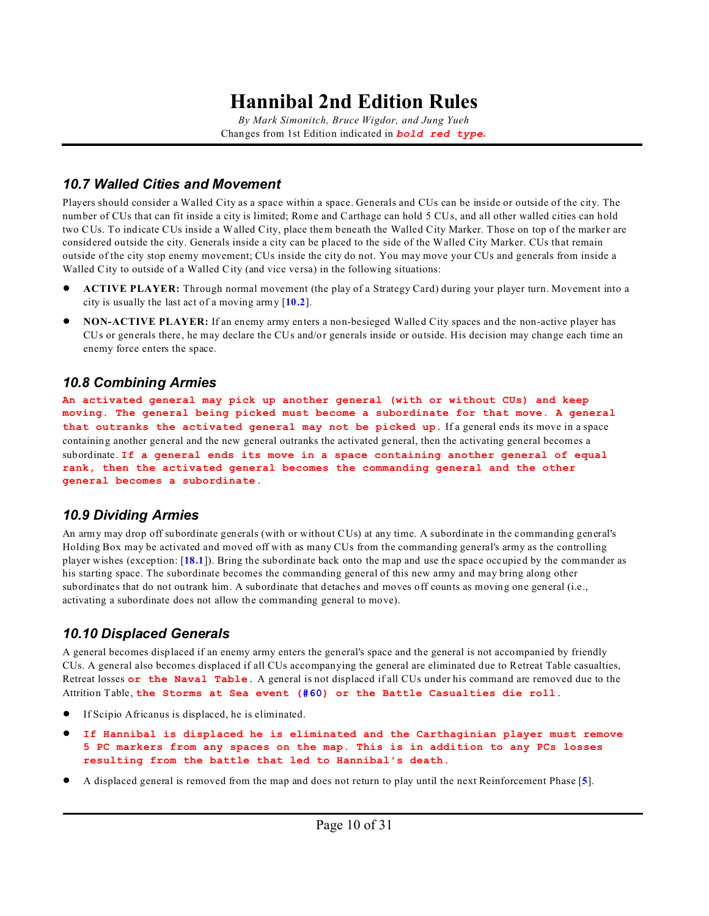# Hannibal 2nd Edition Rules

*By Mark Simonitch, Bruce Wigdor, and Jung Yueh*

Changes from 1st Edition indicated in ***bold red type.***

## 10.7 Walled Cities and Movement

Players should consider a Walled City as a space within a space. Generals and CUs can be inside or outside of the city. The number of CUs that can fit inside a city is limited; Rome and Carthage can hold 5 CUs, and all other walled cities can hold two CUs. To indicate CUs inside a Walled City, place them beneath the Walled City Marker. Those on top of the marker are considered outside the city. Generals inside a city can be placed to the side of the Walled City Marker. CUs that remain outside of the city stop enemy movement; CUs inside the city do not. You may move your CUs and generals from inside a Walled City to outside of a Walled City (and vice versa) in the following situations:

- **ACTIVE PLAYER:** Through normal movement (the play of a Strategy Card) during your player turn. Movement into a city is usually the last act of a moving army [10.2].
- **NON-ACTIVE PLAYER:** If an enemy army enters a non-besieged Walled City spaces and the non-active player has CUs or generals there, he may declare the CUs and/or generals inside or outside. His decision may change each time an enemy force enters the space.

## 10.8 Combining Armies

**An activated general may pick up another general (with or without CUs) and keep moving. The general being picked must become a subordinate for that move. A general that outranks the activated general may not be picked up.** If a general ends its move in a space containing another general and the new general outranks the activated general, then the activating general becomes a subordinate. **If a general ends its move in a space containing another general of equal rank, then the activated general becomes the commanding general and the other general becomes a subordinate.**

## 10.9 Dividing Armies

An army may drop off subordinate generals (with or without CUs) at any time. A subordinate in the commanding general's Holding Box may be activated and moved off with as many CUs from the commanding general's army as the controlling player wishes (exception: [18.1]). Bring the subordinate back onto the map and use the space occupied by the commander as his starting space. The subordinate becomes the commanding general of this new army and may bring along other subordinates that do not outrank him. A subordinate that detaches and moves off counts as moving one general (i.e., activating a subordinate does not allow the commanding general to move).

## 10.10 Displaced Generals

A general becomes displaced if an enemy army enters the general's space and the general is not accompanied by friendly CUs. A general also becomes displaced if all CUs accompanying the general are eliminated due to Retreat Table casualties, Retreat losses **or the Naval Table.** A general is not displaced if all CUs under his command are removed due to the Attrition Table, **the Storms at Sea event (#60) or the Battle Casualties die roll.**

- If Scipio Africanus is displaced, he is eliminated.
- **If Hannibal is displaced he is eliminated and the Carthaginian player must remove 5 PC markers from any spaces on the map. This is in addition to any PCs losses resulting from the battle that led to Hannibal's death.**
- A displaced general is removed from the map and does not return to play until the next Reinforcement Phase [5].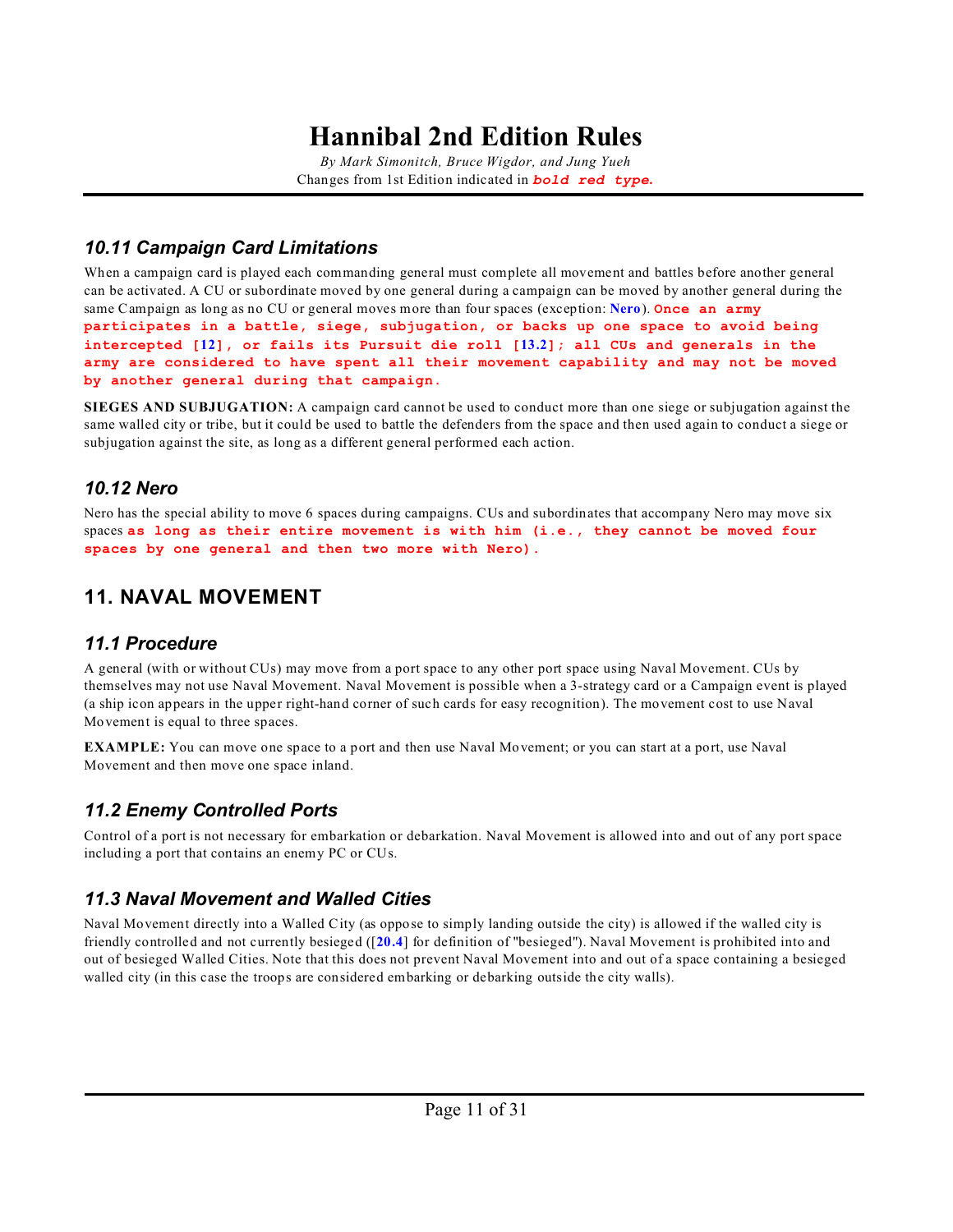# Hannibal 2nd Edition Rules

*By Mark Simonitch, Bruce Wigdor, and Jung Yueh*

Changes from 1st Edition indicated in ***bold red type.***

### *10.11 Campaign Card Limitations*

When a campaign card is played each commanding general must complete all movement and battles before another general can be activated. A CU or subordinate moved by one general during a campaign can be moved by another general during the same Campaign as long as no CU or general moves more than four spaces (exception: **Nero**). **Once an army participates in a battle, siege, subjugation, or backs up one space to avoid being intercepted [12], or fails its Pursuit die roll [13.2]; all CUs and generals in the army are considered to have spent all their movement capability and may not be moved by another general during that campaign.**

**SIEGES AND SUBJUGATION:** A campaign card cannot be used to conduct more than one siege or subjugation against the same walled city or tribe, but it could be used to battle the defenders from the space and then used again to conduct a siege or subjugation against the site, as long as a different general performed each action.

### *10.12 Nero*

Nero has the special ability to move 6 spaces during campaigns. CUs and subordinates that accompany Nero may move six spaces **as long as their entire movement is with him (i.e., they cannot be moved four spaces by one general and then two more with Nero).**

## 11. NAVAL MOVEMENT

### *11.1 Procedure*

A general (with or without CUs) may move from a port space to any other port space using Naval Movement. CUs by themselves may not use Naval Movement. Naval Movement is possible when a 3-strategy card or a Campaign event is played (a ship icon appears in the upper right-hand corner of such cards for easy recognition). The movement cost to use Naval Movement is equal to three spaces.

**EXAMPLE:** You can move one space to a port and then use Naval Movement; or you can start at a port, use Naval Movement and then move one space inland.

### *11.2 Enemy Controlled Ports*

Control of a port is not necessary for embarkation or debarkation. Naval Movement is allowed into and out of any port space including a port that contains an enemy PC or CUs.

### *11.3 Naval Movement and Walled Cities*

Naval Movement directly into a Walled City (as oppose to simply landing outside the city) is allowed if the walled city is friendly controlled and not currently besieged ([**20.4**] for definition of "besieged"). Naval Movement is prohibited into and out of besieged Walled Cities. Note that this does not prevent Naval Movement into and out of a space containing a besieged walled city (in this case the troops are considered embarking or debarking outside the city walls).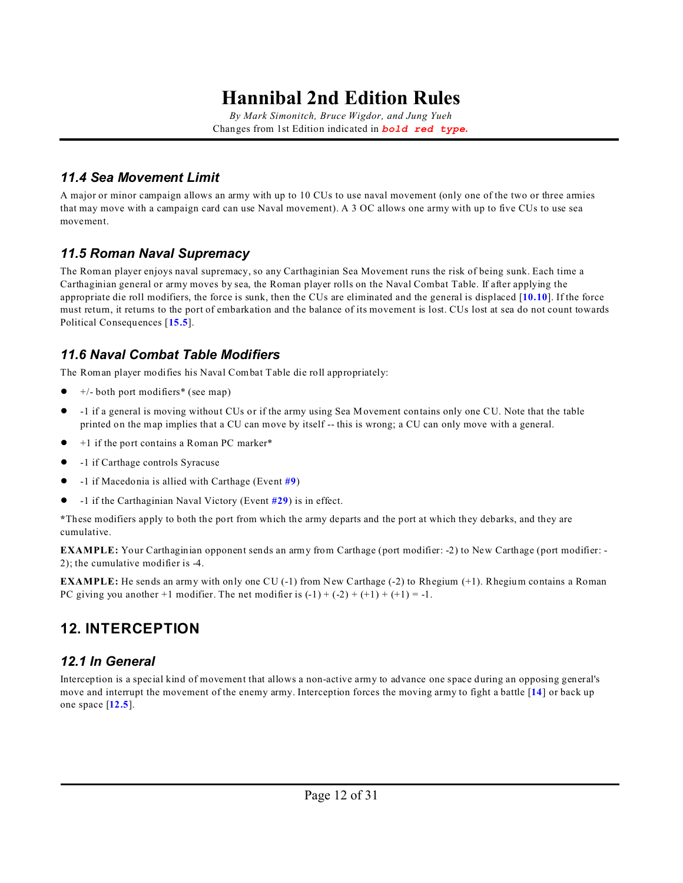# Hannibal 2nd Edition Rules

*By Mark Simonitch, Bruce Wigdor, and Jung Yueh*

Changes from 1st Edition indicated in ***bold red type.***

### *11.4 Sea Movement Limit*

A major or minor campaign allows an army with up to 10 CUs to use naval movement (only one of the two or three armies that may move with a campaign card can use Naval movement). A 3 OC allows one army with up to five CUs to use sea movement.

### *11.5 Roman Naval Supremacy*

The Roman player enjoys naval supremacy, so any Carthaginian Sea Movement runs the risk of being sunk. Each time a Carthaginian general or army moves by sea, the Roman player rolls on the Naval Combat Table. If after applying the appropriate die roll modifiers, the force is sunk, then the CUs are eliminated and the general is displaced [**10.10**]. If the force must return, it returns to the port of embarkation and the balance of its movement is lost. CUs lost at sea do not count towards Political Consequences [**15.5**].

### *11.6 Naval Combat Table Modifiers*

The Roman player modifies his Naval Combat Table die roll appropriately:

- +/- both port modifiers* (see map)
- -1 if a general is moving without CUs or if the army using Sea Movement contains only one CU. Note that the table printed on the map implies that a CU can move by itself -- this is wrong; a CU can only move with a general.
- +1 if the port contains a Roman PC marker*
- -1 if Carthage controls Syracuse
- -1 if Macedonia is allied with Carthage (Event **#9**)
- -1 if the Carthaginian Naval Victory (Event **#29**) is in effect.

*These modifiers apply to both the port from which the army departs and the port at which they debarks, and they are cumulative.

**EXAMPLE:** Your Carthaginian opponent sends an army from Carthage (port modifier: -2) to New Carthage (port modifier: -2); the cumulative modifier is -4.

**EXAMPLE:** He sends an army with only one CU (-1) from New Carthage (-2) to Rhegium (+1). Rhegium contains a Roman PC giving you another +1 modifier. The net modifier is (-1) + (-2) + (+1) + (+1) = -1.

## 12. INTERCEPTION

### *12.1 In General*

Interception is a special kind of movement that allows a non-active army to advance one space during an opposing general's move and interrupt the movement of the enemy army. Interception forces the moving army to fight a battle [**14**] or back up one space [**12.5**].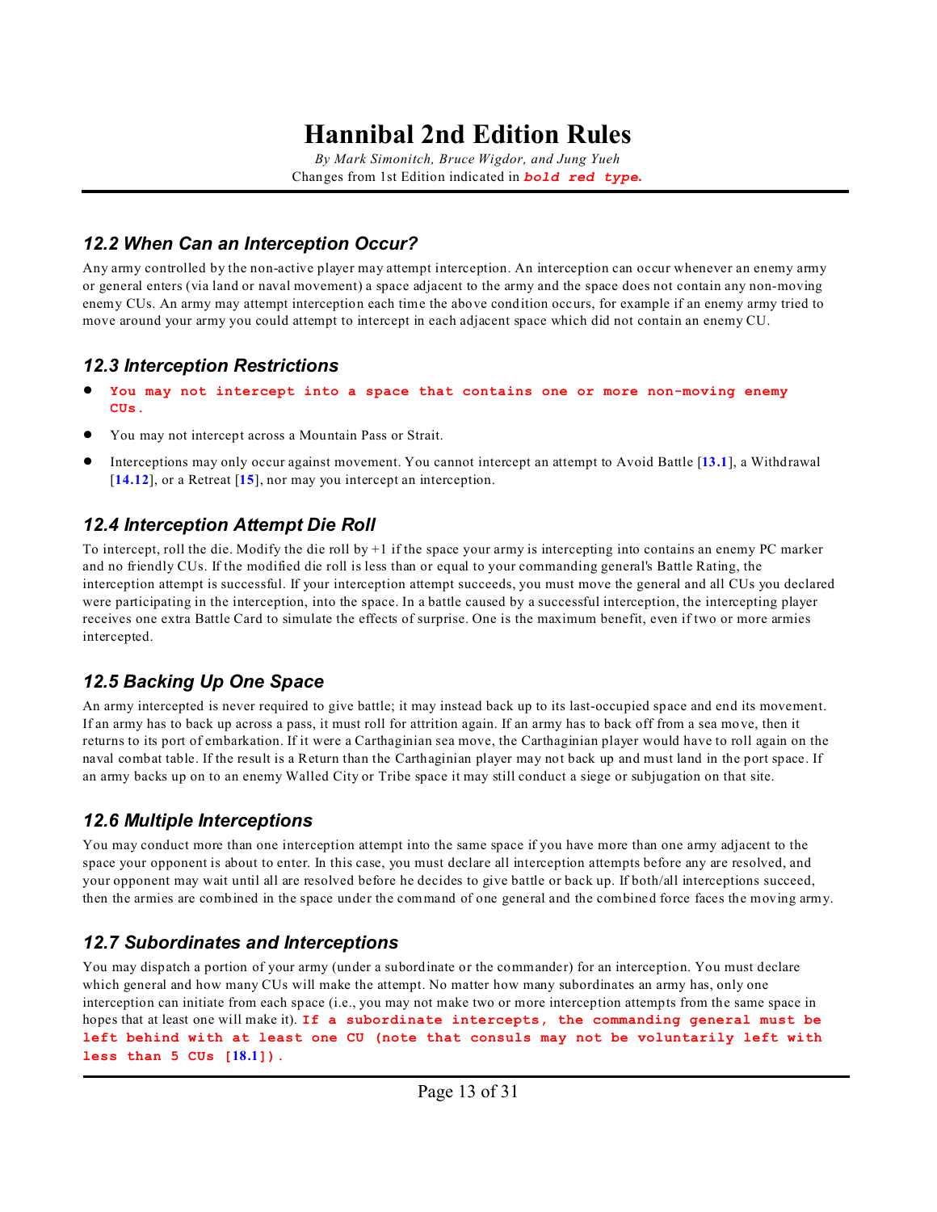# Hannibal 2nd Edition Rules

*By Mark Simonitch, Bruce Wigdor, and Jung Yueh*

Changes from 1st Edition indicated in ***bold red type.***

### *12.2 When Can an Interception Occur?*

Any army controlled by the non-active player may attempt interception. An interception can occur whenever an enemy army or general enters (via land or naval movement) a space adjacent to the army and the space does not contain any non-moving enemy CUs. An army may attempt interception each time the above condition occurs, for example if an enemy army tried to move around your army you could attempt to intercept in each adjacent space which did not contain an enemy CU.

### *12.3 Interception Restrictions*

- **You may not intercept into a space that contains one or more non-moving enemy CUs.**
- You may not intercept across a Mountain Pass or Strait.
- Interceptions may only occur against movement. You cannot intercept an attempt to Avoid Battle [**13.1**], a Withdrawal [**14.12**], or a Retreat [**15**], nor may you intercept an interception.

### *12.4 Interception Attempt Die Roll*

To intercept, roll the die. Modify the die roll by +1 if the space your army is intercepting into contains an enemy PC marker and no friendly CUs. If the modified die roll is less than or equal to your commanding general's Battle Rating, the interception attempt is successful. If your interception attempt succeeds, you must move the general and all CUs you declared were participating in the interception, into the space. In a battle caused by a successful interception, the intercepting player receives one extra Battle Card to simulate the effects of surprise. One is the maximum benefit, even if two or more armies intercepted.

### *12.5 Backing Up One Space*

An army intercepted is never required to give battle; it may instead back up to its last-occupied space and end its movement. If an army has to back up across a pass, it must roll for attrition again. If an army has to back off from a sea move, then it returns to its port of embarkation. If it were a Carthaginian sea move, the Carthaginian player would have to roll again on the naval combat table. If the result is a Return than the Carthaginian player may not back up and must land in the port space. If an army backs up on to an enemy Walled City or Tribe space it may still conduct a siege or subjugation on that site.

### *12.6 Multiple Interceptions*

You may conduct more than one interception attempt into the same space if you have more than one army adjacent to the space your opponent is about to enter. In this case, you must declare all interception attempts before any are resolved, and your opponent may wait until all are resolved before he decides to give battle or back up. If both/all interceptions succeed, then the armies are combined in the space under the command of one general and the combined force faces the moving army.

### *12.7 Subordinates and Interceptions*

You may dispatch a portion of your army (under a subordinate or the commander) for an interception. You must declare which general and how many CUs will make the attempt. No matter how many subordinates an army has, only one interception can initiate from each space (i.e., you may not make two or more interception attempts from the same space in hopes that at least one will make it). **If a subordinate intercepts, the commanding general must be left behind with at least one CU (note that consuls may not be voluntarily left with less than 5 CUs [18.1]).**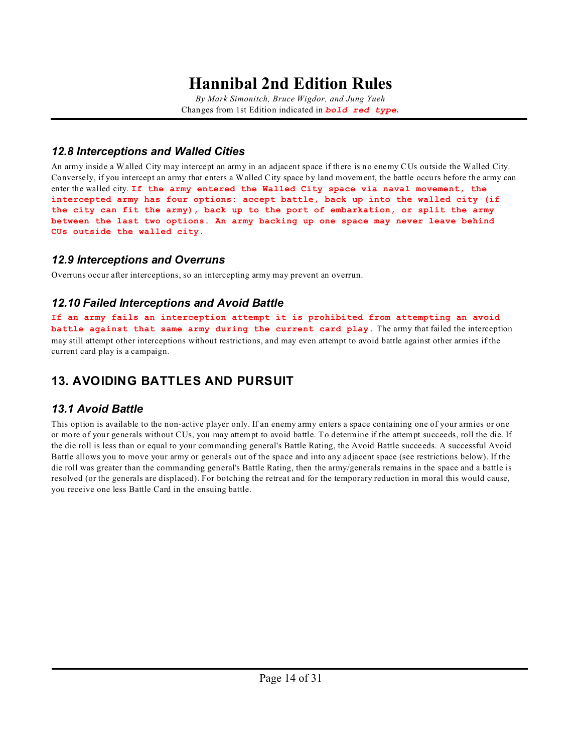### 12.8 Interceptions and Walled Cities

An army inside a Walled City may intercept an army in an adjacent space if there is no enemy CUs outside the Walled City. Conversely, if you intercept an army that enters a Walled City space by land movement, the battle occurs before the army can enter the walled city. **If the army entered the Walled City space via naval movement, the intercepted army has four options: accept battle, back up into the walled city (if the city can fit the army), back up to the port of embarkation, or split the army between the last two options. An army backing up one space may never leave behind CUs outside the walled city.**

### 12.9 Interceptions and Overruns

Overruns occur after interceptions, so an intercepting army may prevent an overrun.

### 12.10 Failed Interceptions and Avoid Battle

**If an army fails an interception attempt it is prohibited from attempting an avoid battle against that same army during the current card play.** The army that failed the interception may still attempt other interceptions without restrictions, and may even attempt to avoid battle against other armies if the current card play is a campaign.

## 13. AVOIDING BATTLES AND PURSUIT

### 13.1 Avoid Battle

This option is available to the non-active player only. If an enemy army enters a space containing one of your armies or one or more of your generals without CUs, you may attempt to avoid battle. To determine if the attempt succeeds, roll the die. If the die roll is less than or equal to your commanding general's Battle Rating, the Avoid Battle succeeds. A successful Avoid Battle allows you to move your army or generals out of the space and into any adjacent space (see restrictions below). If the die roll was greater than the commanding general's Battle Rating, then the army/generals remains in the space and a battle is resolved (or the generals are displaced). For botching the retreat and for the temporary reduction in moral this would cause, you receive one less Battle Card in the ensuing battle.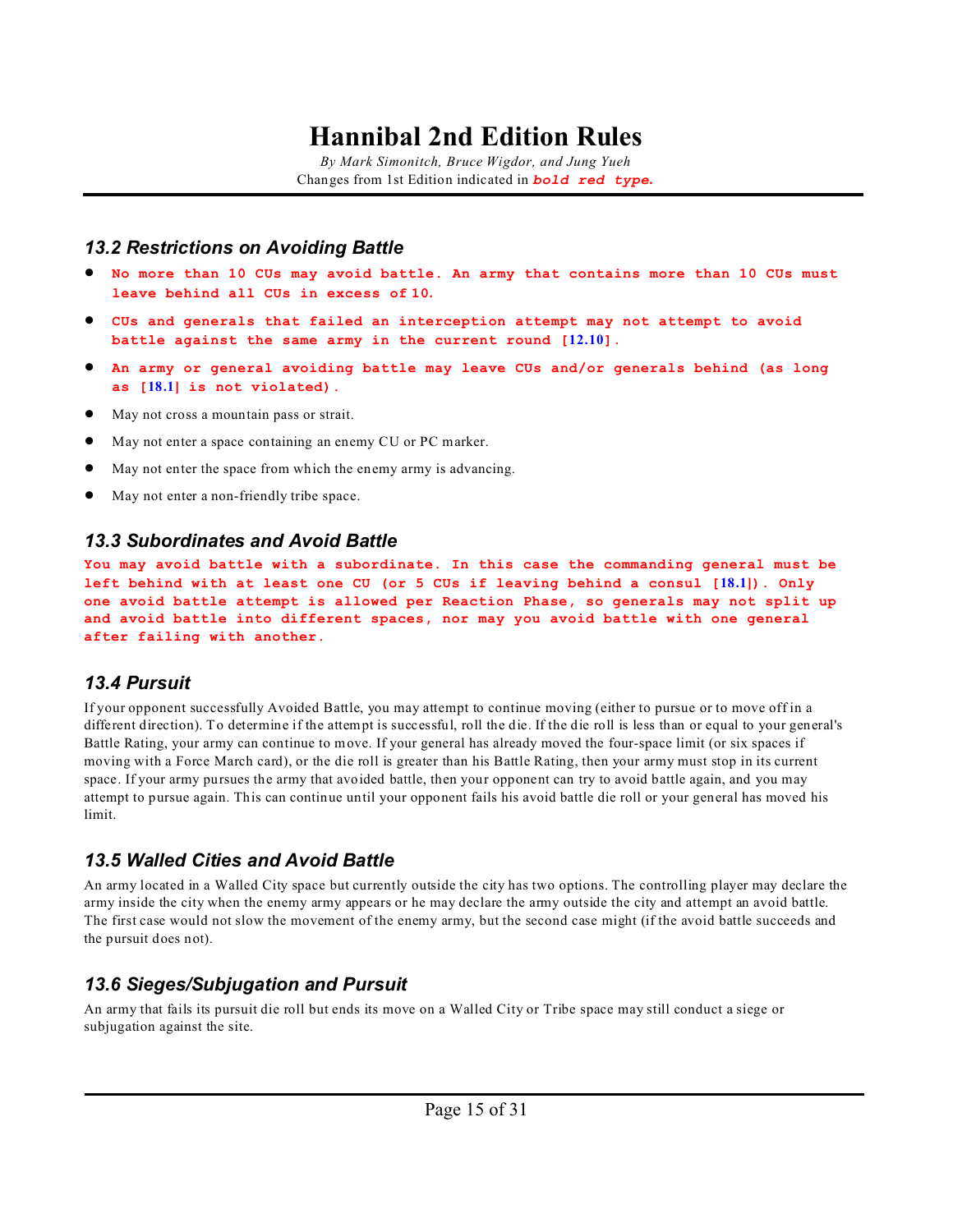### 13.2 Restrictions on Avoiding Battle

- **No more than 10 CUs may avoid battle. An army that contains more than 10 CUs must leave behind all CUs in excess of 10.**
- **CUs and generals that failed an interception attempt may not attempt to avoid battle against the same army in the current round [12.10].**
- **An army or general avoiding battle may leave CUs and/or generals behind (as long as [18.1] is not violated).**
- May not cross a mountain pass or strait.
- May not enter a space containing an enemy CU or PC marker.
- May not enter the space from which the enemy army is advancing.
- May not enter a non-friendly tribe space.

### 13.3 Subordinates and Avoid Battle

**You may avoid battle with a subordinate. In this case the commanding general must be left behind with at least one CU (or 5 CUs if leaving behind a consul [18.1]). Only one avoid battle attempt is allowed per Reaction Phase, so generals may not split up and avoid battle into different spaces, nor may you avoid battle with one general after failing with another.**

### 13.4 Pursuit

If your opponent successfully Avoided Battle, you may attempt to continue moving (either to pursue or to move off in a different direction). To determine if the attempt is successful, roll the die. If the die roll is less than or equal to your general's Battle Rating, your army can continue to move. If your general has already moved the four-space limit (or six spaces if moving with a Force March card), or the die roll is greater than his Battle Rating, then your army must stop in its current space. If your army pursues the army that avoided battle, then your opponent can try to avoid battle again, and you may attempt to pursue again. This can continue until your opponent fails his avoid battle die roll or your general has moved his limit.

### 13.5 Walled Cities and Avoid Battle

An army located in a Walled City space but currently outside the city has two options. The controlling player may declare the army inside the city when the enemy army appears or he may declare the army outside the city and attempt an avoid battle. The first case would not slow the movement of the enemy army, but the second case might (if the avoid battle succeeds and the pursuit does not).

### 13.6 Sieges/Subjugation and Pursuit

An army that fails its pursuit die roll but ends its move on a Walled City or Tribe space may still conduct a siege or subjugation against the site.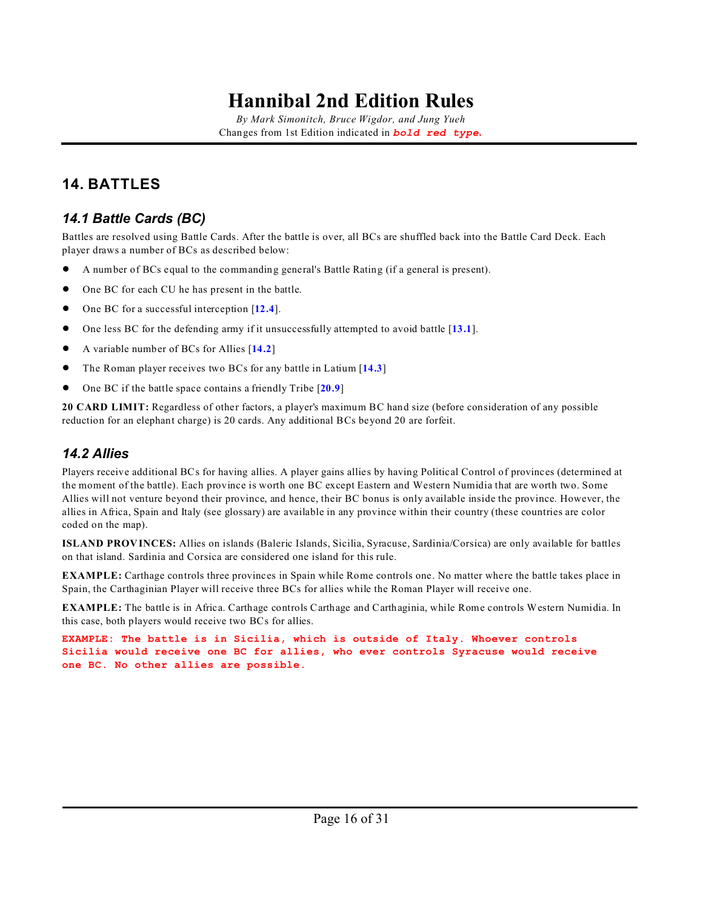# Hannibal 2nd Edition Rules

*By Mark Simonitch, Bruce Wigdor, and Jung Yueh*

Changes from 1st Edition indicated in ***bold red type.***

## 14. BATTLES

### *14.1 Battle Cards (BC)*

Battles are resolved using Battle Cards. After the battle is over, all BCs are shuffled back into the Battle Card Deck. Each player draws a number of BCs as described below:

- A number of BCs equal to the commanding general's Battle Rating (if a general is present).
- One BC for each CU he has present in the battle.
- One BC for a successful interception [**12.4**].
- One less BC for the defending army if it unsuccessfully attempted to avoid battle [**13.1**].
- A variable number of BCs for Allies [**14.2**]
- The Roman player receives two BCs for any battle in Latium [**14.3**]
- One BC if the battle space contains a friendly Tribe [**20.9**]

**20 CARD LIMIT:** Regardless of other factors, a player's maximum BC hand size (before consideration of any possible reduction for an elephant charge) is 20 cards. Any additional BCs beyond 20 are forfeit.

### *14.2 Allies*

Players receive additional BCs for having allies. A player gains allies by having Political Control of provinces (determined at the moment of the battle). Each province is worth one BC except Eastern and Western Numidia that are worth two. Some Allies will not venture beyond their province, and hence, their BC bonus is only available inside the province. However, the allies in Africa, Spain and Italy (see glossary) are available in any province within their country (these countries are color coded on the map).

**ISLAND PROVINCES:** Allies on islands (Baleric Islands, Sicilia, Syracuse, Sardinia/Corsica) are only available for battles on that island. Sardinia and Corsica are considered one island for this rule.

**EXAMPLE:** Carthage controls three provinces in Spain while Rome controls one. No matter where the battle takes place in Spain, the Carthaginian Player will receive three BCs for allies while the Roman Player will receive one.

**EXAMPLE:** The battle is in Africa. Carthage controls Carthage and Carthaginia, while Rome controls Western Numidia. In this case, both players would receive two BCs for allies.

**EXAMPLE: The battle is in Sicilia, which is outside of Italy. Whoever controls Sicilia would receive one BC for allies, who ever controls Syracuse would receive one BC. No other allies are possible.**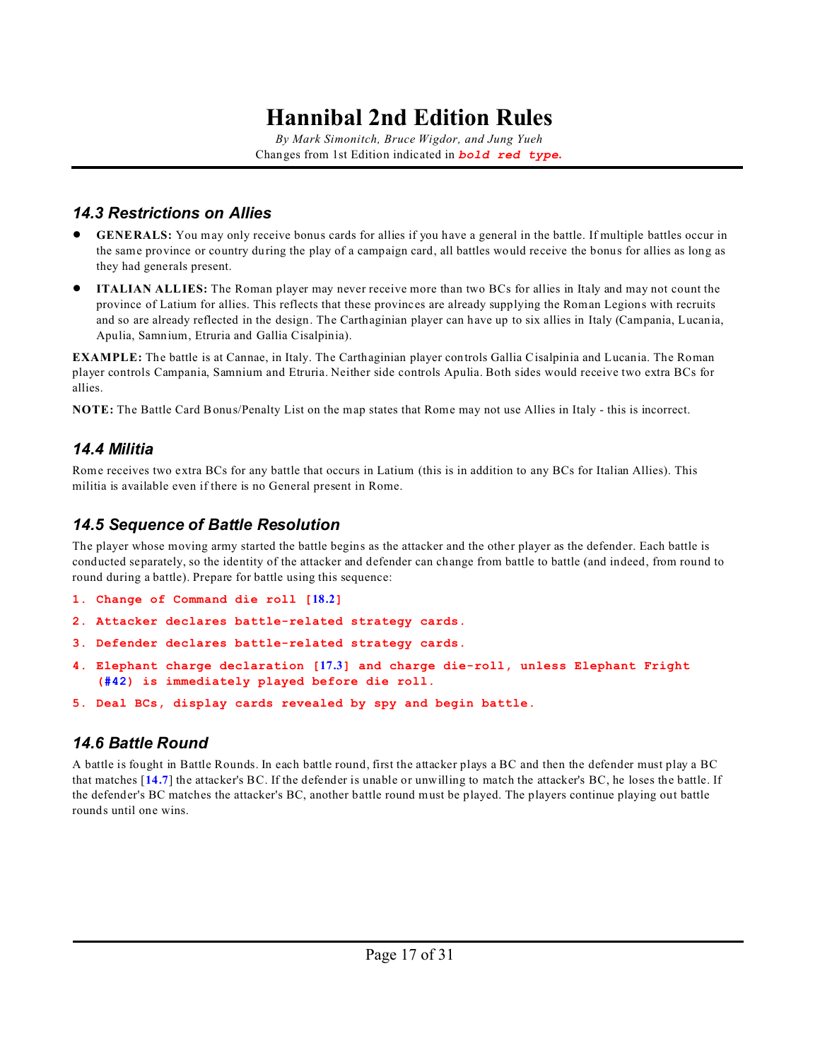# Hannibal 2nd Edition Rules

*By Mark Simonitch, Bruce Wigdor, and Jung Yueh*

Changes from 1st Edition indicated in ***bold red type.***

### 14.3 Restrictions on Allies

- **GENERALS:** You may only receive bonus cards for allies if you have a general in the battle. If multiple battles occur in the same province or country during the play of a campaign card, all battles would receive the bonus for allies as long as they had generals present.
- **ITALIAN ALLIES:** The Roman player may never receive more than two BCs for allies in Italy and may not count the province of Latium for allies. This reflects that these provinces are already supplying the Roman Legions with recruits and so are already reflected in the design. The Carthaginian player can have up to six allies in Italy (Campania, Lucania, Apulia, Samnium, Etruria and Gallia Cisalpinia).

**EXAMPLE:** The battle is at Cannae, in Italy. The Carthaginian player controls Gallia Cisalpinia and Lucania. The Roman player controls Campania, Samnium and Etruria. Neither side controls Apulia. Both sides would receive two extra BCs for allies.

**NOTE:** The Battle Card Bonus/Penalty List on the map states that Rome may not use Allies in Italy - this is incorrect.

### 14.4 Militia

Rome receives two extra BCs for any battle that occurs in Latium (this is in addition to any BCs for Italian Allies). This militia is available even if there is no General present in Rome.

### 14.5 Sequence of Battle Resolution

The player whose moving army started the battle begins as the attacker and the other player as the defender. Each battle is conducted separately, so the identity of the attacker and defender can change from battle to battle (and indeed, from round to round during a battle). Prepare for battle using this sequence:

1. **Change of Command die roll [18.2]**
2. **Attacker declares battle-related strategy cards.**
3. **Defender declares battle-related strategy cards.**
4. **Elephant charge declaration [17.3] and charge die-roll, unless Elephant Fright (#42) is immediately played before die roll.**
5. **Deal BCs, display cards revealed by spy and begin battle.**

### 14.6 Battle Round

A battle is fought in Battle Rounds. In each battle round, first the attacker plays a BC and then the defender must play a BC that matches [14.7] the attacker's BC. If the defender is unable or unwilling to match the attacker's BC, he loses the battle. If the defender's BC matches the attacker's BC, another battle round must be played. The players continue playing out battle rounds until one wins.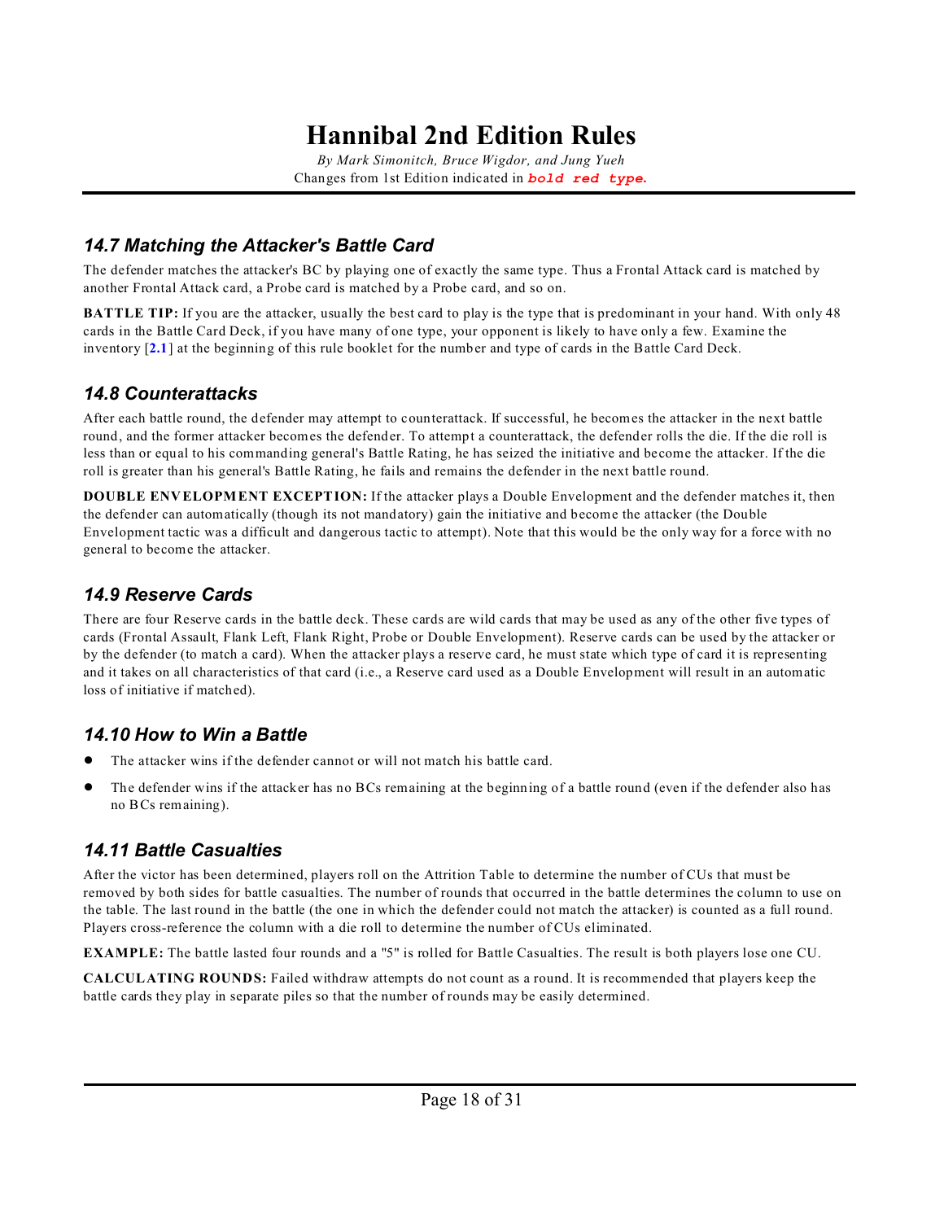# Hannibal 2nd Edition Rules

*By Mark Simonitch, Bruce Wigdor, and Jung Yueh*

Changes from 1st Edition indicated in ***bold red type.***

### *14.7 Matching the Attacker's Battle Card*

The defender matches the attacker's BC by playing one of exactly the same type. Thus a Frontal Attack card is matched by another Frontal Attack card, a Probe card is matched by a Probe card, and so on.

**BATTLE TIP:** If you are the attacker, usually the best card to play is the type that is predominant in your hand. With only 48 cards in the Battle Card Deck, if you have many of one type, your opponent is likely to have only a few. Examine the inventory [**2.1**] at the beginning of this rule booklet for the number and type of cards in the Battle Card Deck.

### *14.8 Counterattacks*

After each battle round, the defender may attempt to counterattack. If successful, he becomes the attacker in the next battle round, and the former attacker becomes the defender. To attempt a counterattack, the defender rolls the die. If the die roll is less than or equal to his commanding general's Battle Rating, he has seized the initiative and become the attacker. If the die roll is greater than his general's Battle Rating, he fails and remains the defender in the next battle round.

**DOUBLE ENVELOPMENT EXCEPTION:** If the attacker plays a Double Envelopment and the defender matches it, then the defender can automatically (though its not mandatory) gain the initiative and become the attacker (the Double Envelopment tactic was a difficult and dangerous tactic to attempt). Note that this would be the only way for a force with no general to become the attacker.

### *14.9 Reserve Cards*

There are four Reserve cards in the battle deck. These cards are wild cards that may be used as any of the other five types of cards (Frontal Assault, Flank Left, Flank Right, Probe or Double Envelopment). Reserve cards can be used by the attacker or by the defender (to match a card). When the attacker plays a reserve card, he must state which type of card it is representing and it takes on all characteristics of that card (i.e., a Reserve card used as a Double Envelopment will result in an automatic loss of initiative if matched).

### *14.10 How to Win a Battle*

- The attacker wins if the defender cannot or will not match his battle card.
- The defender wins if the attacker has no BCs remaining at the beginning of a battle round (even if the defender also has no BCs remaining).

### *14.11 Battle Casualties*

After the victor has been determined, players roll on the Attrition Table to determine the number of CUs that must be removed by both sides for battle casualties. The number of rounds that occurred in the battle determines the column to use on the table. The last round in the battle (the one in which the defender could not match the attacker) is counted as a full round. Players cross-reference the column with a die roll to determine the number of CUs eliminated.

**EXAMPLE:** The battle lasted four rounds and a "5" is rolled for Battle Casualties. The result is both players lose one CU.

**CALCULATING ROUNDS:** Failed withdraw attempts do not count as a round. It is recommended that players keep the battle cards they play in separate piles so that the number of rounds may be easily determined.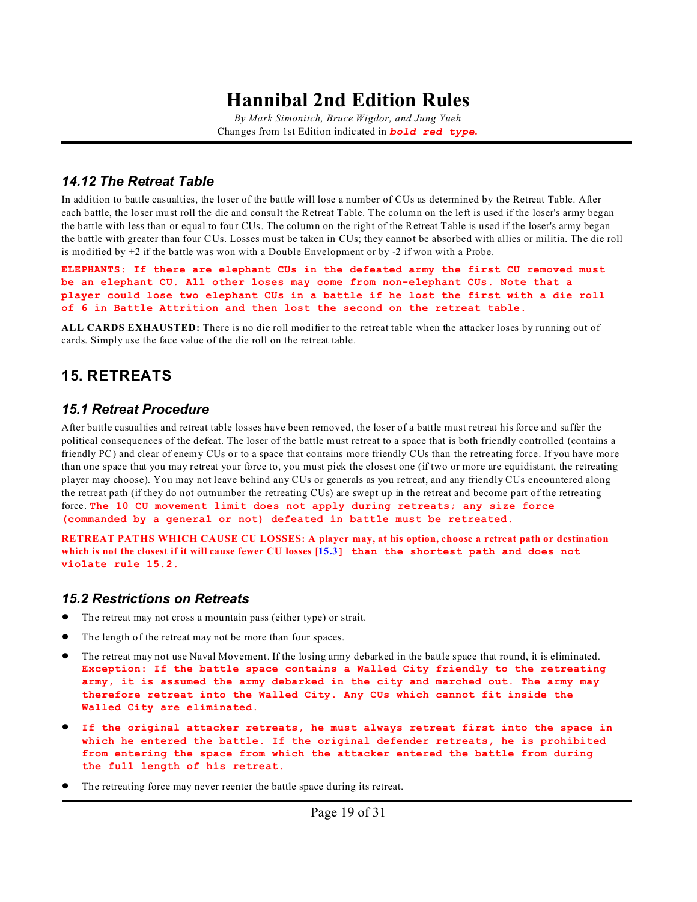### 14.12 The Retreat Table

In addition to battle casualties, the loser of the battle will lose a number of CUs as determined by the Retreat Table. After each battle, the loser must roll the die and consult the Retreat Table. The column on the left is used if the loser's army began the battle with less than or equal to four CUs. The column on the right of the Retreat Table is used if the loser's army began the battle with greater than four CUs. Losses must be taken in CUs; they cannot be absorbed with allies or militia. The die roll is modified by +2 if the battle was won with a Double Envelopment or by -2 if won with a Probe.

**ELEPHANTS: If there are elephant CUs in the defeated army the first CU removed must be an elephant CU. All other loses may come from non-elephant CUs. Note that a player could lose two elephant CUs in a battle if he lost the first with a die roll of 6 in Battle Attrition and then lost the second on the retreat table.**

**ALL CARDS EXHAUSTED:** There is no die roll modifier to the retreat table when the attacker loses by running out of cards. Simply use the face value of the die roll on the retreat table.

## 15. RETREATS

### 15.1 Retreat Procedure

After battle casualties and retreat table losses have been removed, the loser of a battle must retreat his force and suffer the political consequences of the defeat. The loser of the battle must retreat to a space that is both friendly controlled (contains a friendly PC) and clear of enemy CUs or to a space that contains more friendly CUs than the retreating force. If you have more than one space that you may retreat your force to, you must pick the closest one (if two or more are equidistant, the retreating player may choose). You may not leave behind any CUs or generals as you retreat, and any friendly CUs encountered along the retreat path (if they do not outnumber the retreating CUs) are swept up in the retreat and become part of the retreating force. **The 10 CU movement limit does not apply during retreats; any size force (commanded by a general or not) defeated in battle must be retreated.**

**RETREAT PATHS WHICH CAUSE CU LOSSES: A player may, at his option, choose a retreat path or destination which is not the closest if it will cause fewer CU losses [15.3] than the shortest path and does not violate rule 15.2.**

### 15.2 Restrictions on Retreats

- The retreat may not cross a mountain pass (either type) or strait.
- The length of the retreat may not be more than four spaces.
- The retreat may not use Naval Movement. If the losing army debarked in the battle space that round, it is eliminated. **Exception: If the battle space contains a Walled City friendly to the retreating army, it is assumed the army debarked in the city and marched out. The army may therefore retreat into the Walled City. Any CUs which cannot fit inside the Walled City are eliminated.**
- **If the original attacker retreats, he must always retreat first into the space in which he entered the battle. If the original defender retreats, he is prohibited from entering the space from which the attacker entered the battle from during the full length of his retreat.**
- The retreating force may never reenter the battle space during its retreat.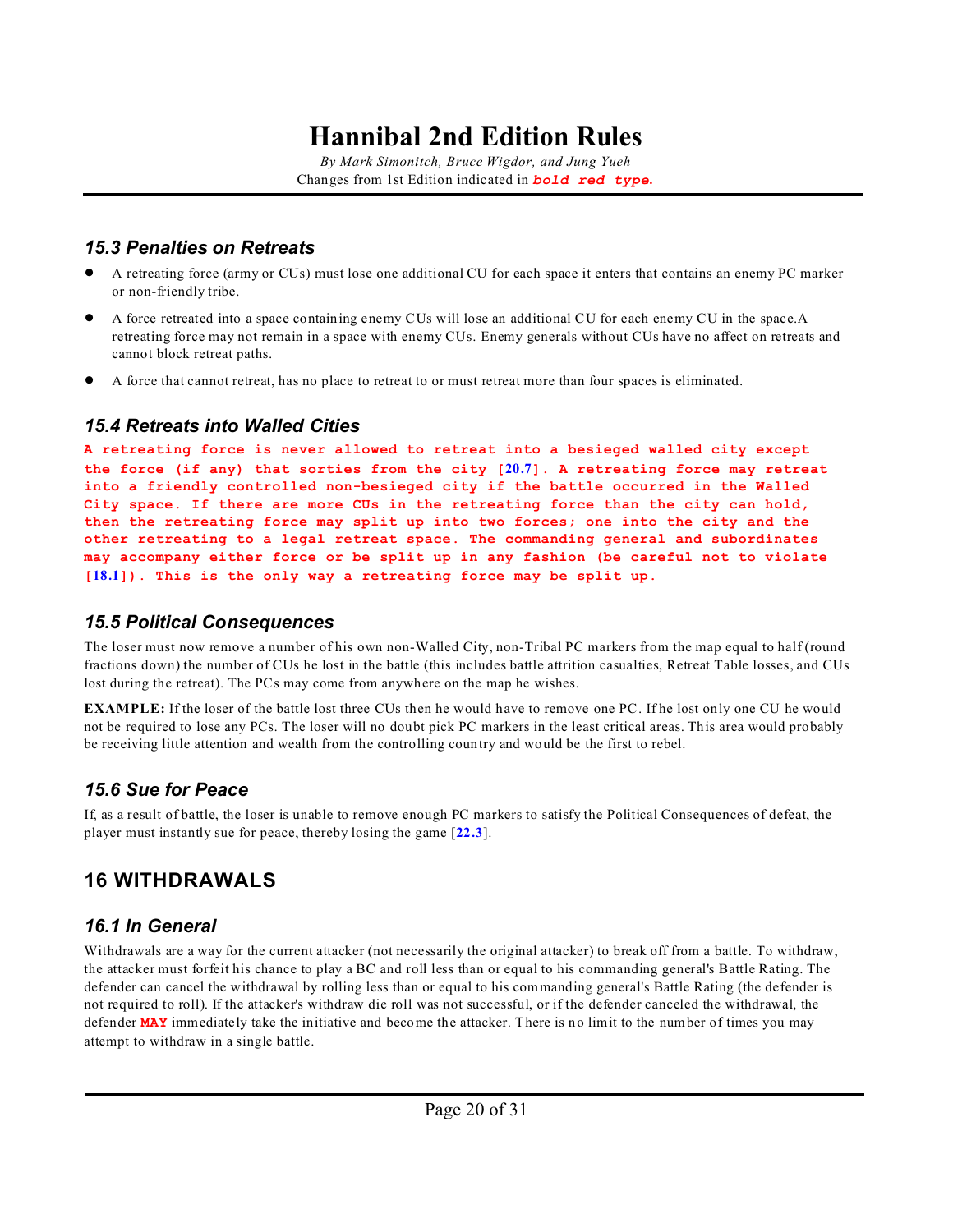## 15.3 Penalties on Retreats

- A retreating force (army or CUs) must lose one additional CU for each space it enters that contains an enemy PC marker or non-friendly tribe.
- A force retreated into a space containing enemy CUs will lose an additional CU for each enemy CU in the space.A retreating force may not remain in a space with enemy CUs. Enemy generals without CUs have no affect on retreats and cannot block retreat paths.
- A force that cannot retreat, has no place to retreat to or must retreat more than four spaces is eliminated.

## 15.4 Retreats into Walled Cities

**A retreating force is never allowed to retreat into a besieged walled city except the force (if any) that sorties from the city [20.7]. A retreating force may retreat into a friendly controlled non-besieged city if the battle occurred in the Walled City space. If there are more CUs in the retreating force than the city can hold, then the retreating force may split up into two forces; one into the city and the other retreating to a legal retreat space. The commanding general and subordinates may accompany either force or be split up in any fashion (be careful not to violate [18.1]). This is the only way a retreating force may be split up.**

## 15.5 Political Consequences

The loser must now remove a number of his own non-Walled City, non-Tribal PC markers from the map equal to half (round fractions down) the number of CUs he lost in the battle (this includes battle attrition casualties, Retreat Table losses, and CUs lost during the retreat). The PCs may come from anywhere on the map he wishes.

**EXAMPLE:** If the loser of the battle lost three CUs then he would have to remove one PC. If he lost only one CU he would not be required to lose any PCs. The loser will no doubt pick PC markers in the least critical areas. This area would probably be receiving little attention and wealth from the controlling country and would be the first to rebel.

## 15.6 Sue for Peace

If, as a result of battle, the loser is unable to remove enough PC markers to satisfy the Political Consequences of defeat, the player must instantly sue for peace, thereby losing the game [22.3].

# 16 WITHDRAWALS

## 16.1 In General

Withdrawals are a way for the current attacker (not necessarily the original attacker) to break off from a battle. To withdraw, the attacker must forfeit his chance to play a BC and roll less than or equal to his commanding general's Battle Rating. The defender can cancel the withdrawal by rolling less than or equal to his commanding general's Battle Rating (the defender is not required to roll). If the attacker's withdraw die roll was not successful, or if the defender canceled the withdrawal, the defender **MAY** immediately take the initiative and become the attacker. There is no limit to the number of times you may attempt to withdraw in a single battle.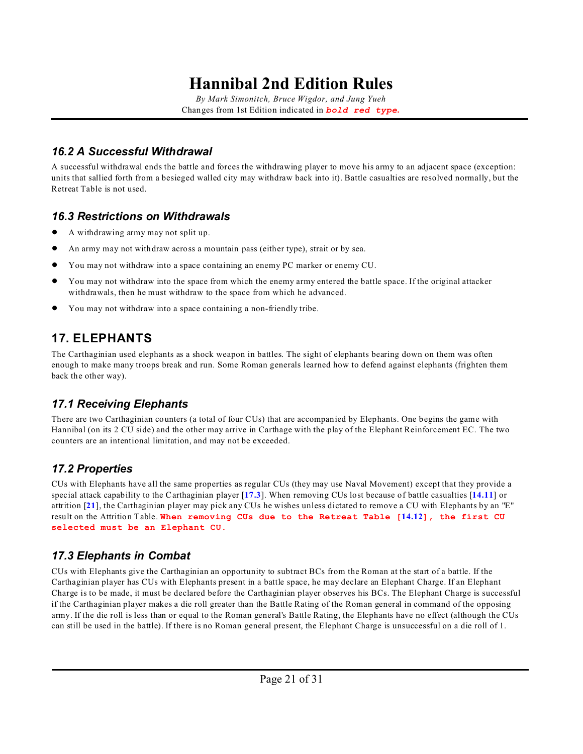### 16.2 A Successful Withdrawal

A successful withdrawal ends the battle and forces the withdrawing player to move his army to an adjacent space (exception: units that sallied forth from a besieged walled city may withdraw back into it). Battle casualties are resolved normally, but the Retreat Table is not used.

### 16.3 Restrictions on Withdrawals

- A withdrawing army may not split up.
- An army may not withdraw across a mountain pass (either type), strait or by sea.
- You may not withdraw into a space containing an enemy PC marker or enemy CU.
- You may not withdraw into the space from which the enemy army entered the battle space. If the original attacker withdrawals, then he must withdraw to the space from which he advanced.
- You may not withdraw into a space containing a non-friendly tribe.

## 17. ELEPHANTS

The Carthaginian used elephants as a shock weapon in battles. The sight of elephants bearing down on them was often enough to make many troops break and run. Some Roman generals learned how to defend against elephants (frighten them back the other way).

### 17.1 Receiving Elephants

There are two Carthaginian counters (a total of four CUs) that are accompanied by Elephants. One begins the game with Hannibal (on its 2 CU side) and the other may arrive in Carthage with the play of the Elephant Reinforcement EC. The two counters are an intentional limitation, and may not be exceeded.

### 17.2 Properties

CUs with Elephants have all the same properties as regular CUs (they may use Naval Movement) except that they provide a special attack capability to the Carthaginian player [17.3]. When removing CUs lost because of battle casualties [14.11] or attrition [21], the Carthaginian player may pick any CUs he wishes unless dictated to remove a CU with Elephants by an "E" result on the Attrition Table. **When removing CUs due to the Retreat Table [14.12], the first CU selected must be an Elephant CU.**

### 17.3 Elephants in Combat

CUs with Elephants give the Carthaginian an opportunity to subtract BCs from the Roman at the start of a battle. If the Carthaginian player has CUs with Elephants present in a battle space, he may declare an Elephant Charge. If an Elephant Charge is to be made, it must be declared before the Carthaginian player observes his BCs. The Elephant Charge is successful if the Carthaginian player makes a die roll greater than the Battle Rating of the Roman general in command of the opposing army. If the die roll is less than or equal to the Roman general's Battle Rating, the Elephants have no effect (although the CUs can still be used in the battle). If there is no Roman general present, the Elephant Charge is unsuccessful on a die roll of 1.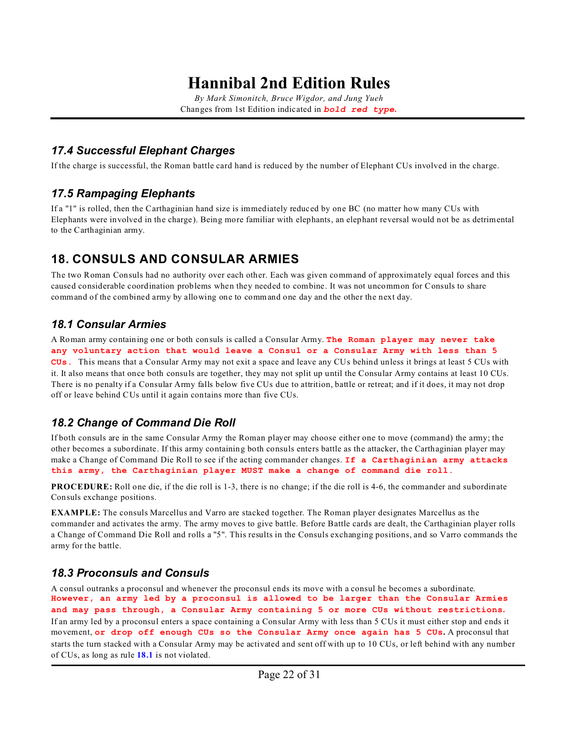# Hannibal 2nd Edition Rules

*By Mark Simonitch, Bruce Wigdor, and Jung Yueh*
Changes from 1st Edition indicated in ***bold red type.***

### *17.4 Successful Elephant Charges*

If the charge is successful, the Roman battle card hand is reduced by the number of Elephant CUs involved in the charge.

### *17.5 Rampaging Elephants*

If a "1" is rolled, then the Carthaginian hand size is immediately reduced by one BC (no matter how many CUs with Elephants were involved in the charge). Being more familiar with elephants, an elephant reversal would not be as detrimental to the Carthaginian army.

## 18. CONSULS AND CONSULAR ARMIES

The two Roman Consuls had no authority over each other. Each was given command of approximately equal forces and this caused considerable coordination problems when they needed to combine. It was not uncommon for Consuls to share command of the combined army by allowing one to command one day and the other the next day.

### *18.1 Consular Armies*

A Roman army containing one or both consuls is called a Consular Army. **The Roman player may never take any voluntary action that would leave a Consul or a Consular Army with less than 5 CUs.** This means that a Consular Army may not exit a space and leave any CUs behind unless it brings at least 5 CUs with it. It also means that once both consuls are together, they may not split up until the Consular Army contains at least 10 CUs. There is no penalty if a Consular Army falls below five CUs due to attrition, battle or retreat; and if it does, it may not drop off or leave behind CUs until it again contains more than five CUs.

### *18.2 Change of Command Die Roll*

If both consuls are in the same Consular Army the Roman player may choose either one to move (command) the army; the other becomes a subordinate. If this army containing both consuls enters battle as the attacker, the Carthaginian player may make a Change of Command Die Roll to see if the acting commander changes. **If a Carthaginian army attacks this army, the Carthaginian player MUST make a change of command die roll.**

**PROCEDURE:** Roll one die, if the die roll is 1-3, there is no change; if the die roll is 4-6, the commander and subordinate Consuls exchange positions.

**EXAMPLE:** The consuls Marcellus and Varro are stacked together. The Roman player designates Marcellus as the commander and activates the army. The army moves to give battle. Before Battle cards are dealt, the Carthaginian player rolls a Change of Command Die Roll and rolls a "5". This results in the Consuls exchanging positions, and so Varro commands the army for the battle.

### *18.3 Proconsuls and Consuls*

A consul outranks a proconsul and whenever the proconsul ends its move with a consul he becomes a subordinate. **However, an army led by a proconsul is allowed to be larger than the Consular Armies and may pass through, a Consular Army containing 5 or more CUs without restrictions.** If an army led by a proconsul enters a space containing a Consular Army with less than 5 CUs it must either stop and ends it movement, **or drop off enough CUs so the Consular Army once again has 5 CUs.** A proconsul that starts the turn stacked with a Consular Army may be activated and sent off with up to 10 CUs, or left behind with any number of CUs, as long as rule 18.1 is not violated.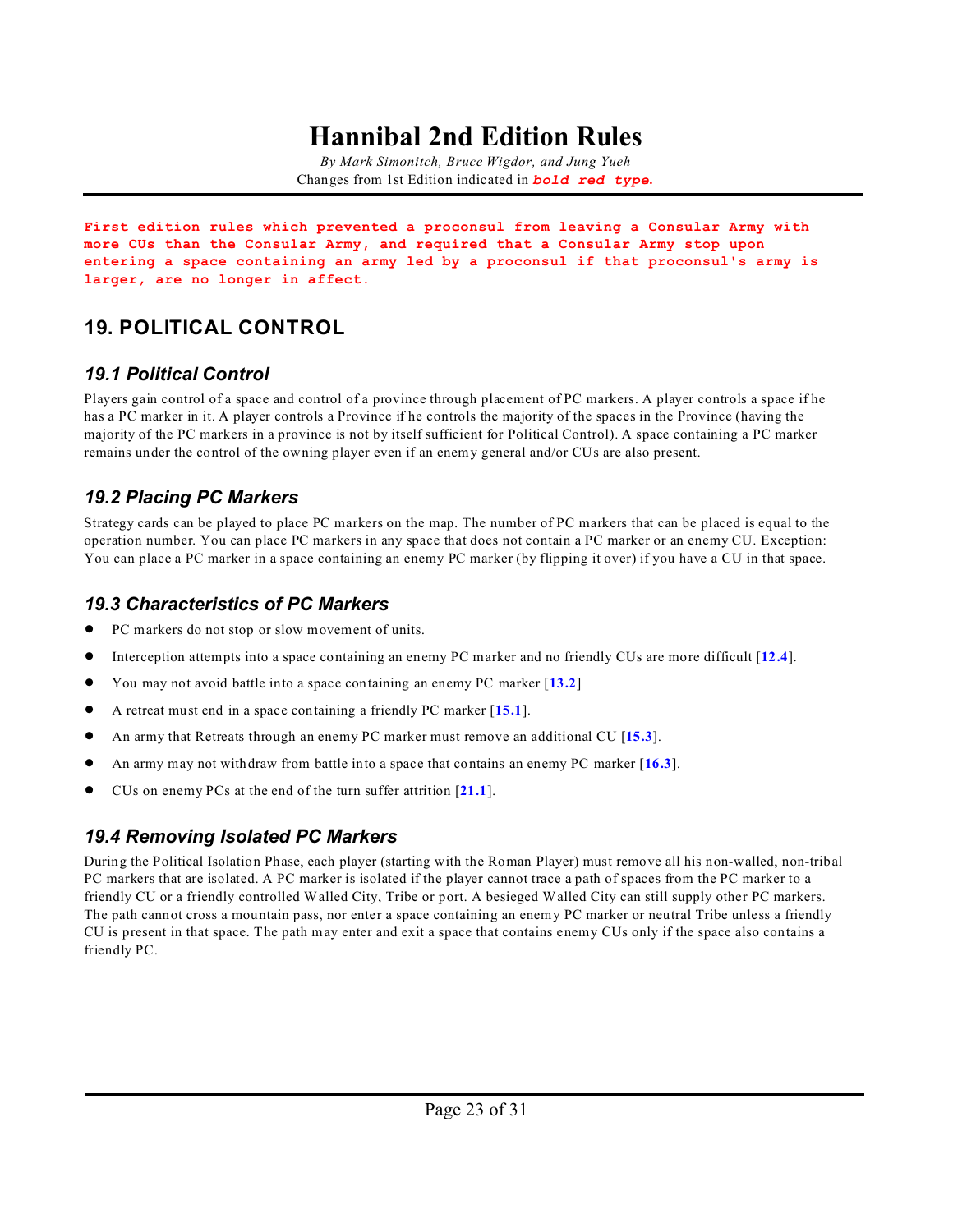# Hannibal 2nd Edition Rules

*By Mark Simonitch, Bruce Wigdor, and Jung Yueh*

Changes from 1st Edition indicated in ***bold red type.***

**First edition rules which prevented a proconsul from leaving a Consular Army with more CUs than the Consular Army, and required that a Consular Army stop upon entering a space containing an army led by a proconsul if that proconsul's army is larger, are no longer in affect.**

## 19. POLITICAL CONTROL

### *19.1 Political Control*

Players gain control of a space and control of a province through placement of PC markers. A player controls a space if he has a PC marker in it. A player controls a Province if he controls the majority of the spaces in the Province (having the majority of the PC markers in a province is not by itself sufficient for Political Control). A space containing a PC marker remains under the control of the owning player even if an enemy general and/or CUs are also present.

### *19.2 Placing PC Markers*

Strategy cards can be played to place PC markers on the map. The number of PC markers that can be placed is equal to the operation number. You can place PC markers in any space that does not contain a PC marker or an enemy CU. Exception: You can place a PC marker in a space containing an enemy PC marker (by flipping it over) if you have a CU in that space.

### *19.3 Characteristics of PC Markers*

- PC markers do not stop or slow movement of units.
- Interception attempts into a space containing an enemy PC marker and no friendly CUs are more difficult [**12.4**].
- You may not avoid battle into a space containing an enemy PC marker [**13.2**]
- A retreat must end in a space containing a friendly PC marker [**15.1**].
- An army that Retreats through an enemy PC marker must remove an additional CU [**15.3**].
- An army may not withdraw from battle into a space that contains an enemy PC marker [**16.3**].
- CUs on enemy PCs at the end of the turn suffer attrition [**21.1**].

### *19.4 Removing Isolated PC Markers*

During the Political Isolation Phase, each player (starting with the Roman Player) must remove all his non-walled, non-tribal PC markers that are isolated. A PC marker is isolated if the player cannot trace a path of spaces from the PC marker to a friendly CU or a friendly controlled Walled City, Tribe or port. A besieged Walled City can still supply other PC markers. The path cannot cross a mountain pass, nor enter a space containing an enemy PC marker or neutral Tribe unless a friendly CU is present in that space. The path may enter and exit a space that contains enemy CUs only if the space also contains a friendly PC.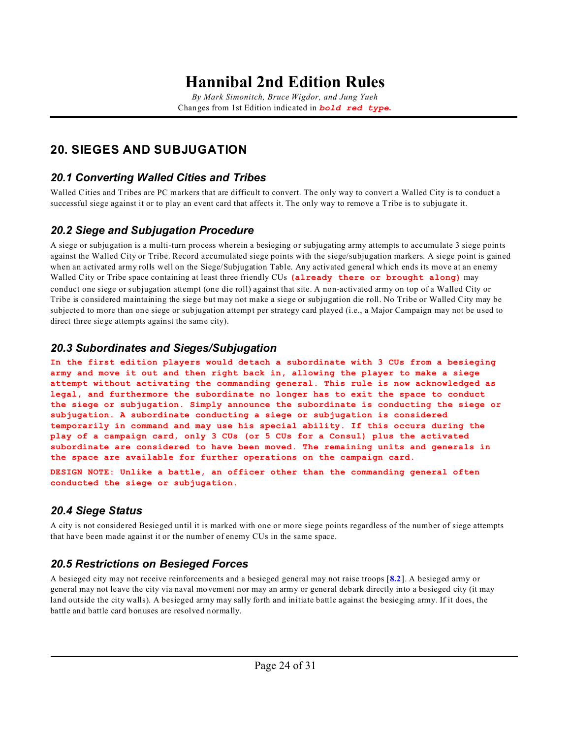# Hannibal 2nd Edition Rules

*By Mark Simonitch, Bruce Wigdor, and Jung Yueh*
Changes from 1st Edition indicated in ***bold red type.***

## 20. SIEGES AND SUBJUGATION

### 20.1 Converting Walled Cities and Tribes

Walled Cities and Tribes are PC markers that are difficult to convert. The only way to convert a Walled City is to conduct a successful siege against it or to play an event card that affects it. The only way to remove a Tribe is to subjugate it.

### 20.2 Siege and Subjugation Procedure

A siege or subjugation is a multi-turn process wherein a besieging or subjugating army attempts to accumulate 3 siege points against the Walled City or Tribe. Record accumulated siege points with the siege/subjugation markers. A siege point is gained when an activated army rolls well on the Siege/Subjugation Table. Any activated general which ends its move at an enemy Walled City or Tribe space containing at least three friendly CUs **(already there or brought along)** may conduct one siege or subjugation attempt (one die roll) against that site. A non-activated army on top of a Walled City or Tribe is considered maintaining the siege but may not make a siege or subjugation die roll. No Tribe or Walled City may be subjected to more than one siege or subjugation attempt per strategy card played (i.e., a Major Campaign may not be used to direct three siege attempts against the same city).

### 20.3 Subordinates and Sieges/Subjugation

**In the first edition players would detach a subordinate with 3 CUs from a besieging army and move it out and then right back in, allowing the player to make a siege attempt without activating the commanding general. This rule is now acknowledged as legal, and furthermore the subordinate no longer has to exit the space to conduct the siege or subjugation. Simply announce the subordinate is conducting the siege or subjugation. A subordinate conducting a siege or subjugation is considered temporarily in command and may use his special ability. If this occurs during the play of a campaign card, only 3 CUs (or 5 CUs for a Consul) plus the activated subordinate are considered to have been moved. The remaining units and generals in the space are available for further operations on the campaign card.**

**DESIGN NOTE: Unlike a battle, an officer other than the commanding general often conducted the siege or subjugation.**

### 20.4 Siege Status

A city is not considered Besieged until it is marked with one or more siege points regardless of the number of siege attempts that have been made against it or the number of enemy CUs in the same space.

### 20.5 Restrictions on Besieged Forces

A besieged city may not receive reinforcements and a besieged general may not raise troops [8.2]. A besieged army or general may not leave the city via naval movement nor may an army or general debark directly into a besieged city (it may land outside the city walls). A besieged army may sally forth and initiate battle against the besieging army. If it does, the battle and battle card bonuses are resolved normally.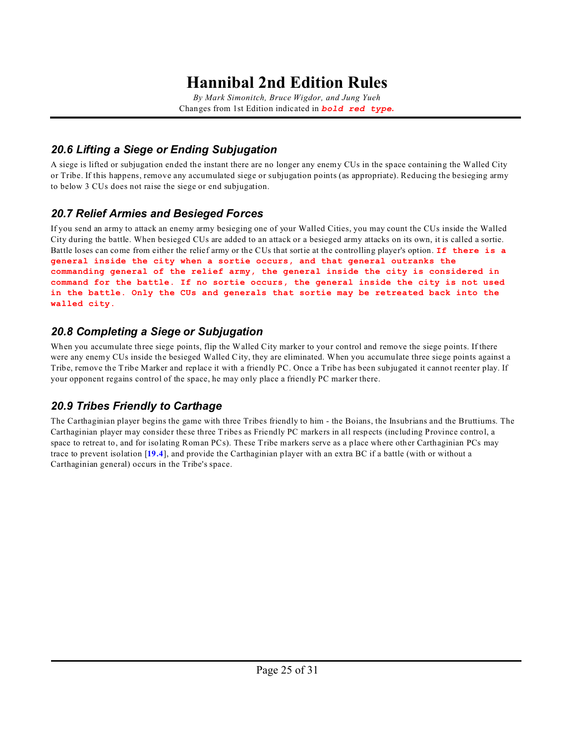### 20.6 Lifting a Siege or Ending Subjugation

A siege is lifted or subjugation ended the instant there are no longer any enemy CUs in the space containing the Walled City or Tribe. If this happens, remove any accumulated siege or subjugation points (as appropriate). Reducing the besieging army to below 3 CUs does not raise the siege or end subjugation.

### 20.7 Relief Armies and Besieged Forces

If you send an army to attack an enemy army besieging one of your Walled Cities, you may count the CUs inside the Walled City during the battle. When besieged CUs are added to an attack or a besieged army attacks on its own, it is called a sortie. Battle loses can come from either the relief army or the CUs that sortie at the controlling player's option. **If there is a general inside the city when a sortie occurs, and that general outranks the commanding general of the relief army, the general inside the city is considered in command for the battle. If no sortie occurs, the general inside the city is not used in the battle. Only the CUs and generals that sortie may be retreated back into the walled city.**

### 20.8 Completing a Siege or Subjugation

When you accumulate three siege points, flip the Walled City marker to your control and remove the siege points. If there were any enemy CUs inside the besieged Walled City, they are eliminated. When you accumulate three siege points against a Tribe, remove the Tribe Marker and replace it with a friendly PC. Once a Tribe has been subjugated it cannot reenter play. If your opponent regains control of the space, he may only place a friendly PC marker there.

### 20.9 Tribes Friendly to Carthage

The Carthaginian player begins the game with three Tribes friendly to him - the Boians, the Insubrians and the Bruttiums. The Carthaginian player may consider these three Tribes as Friendly PC markers in all respects (including Province control, a space to retreat to, and for isolating Roman PCs). These Tribe markers serve as a place where other Carthaginian PCs may trace to prevent isolation [**19.4**], and provide the Carthaginian player with an extra BC if a battle (with or without a Carthaginian general) occurs in the Tribe's space.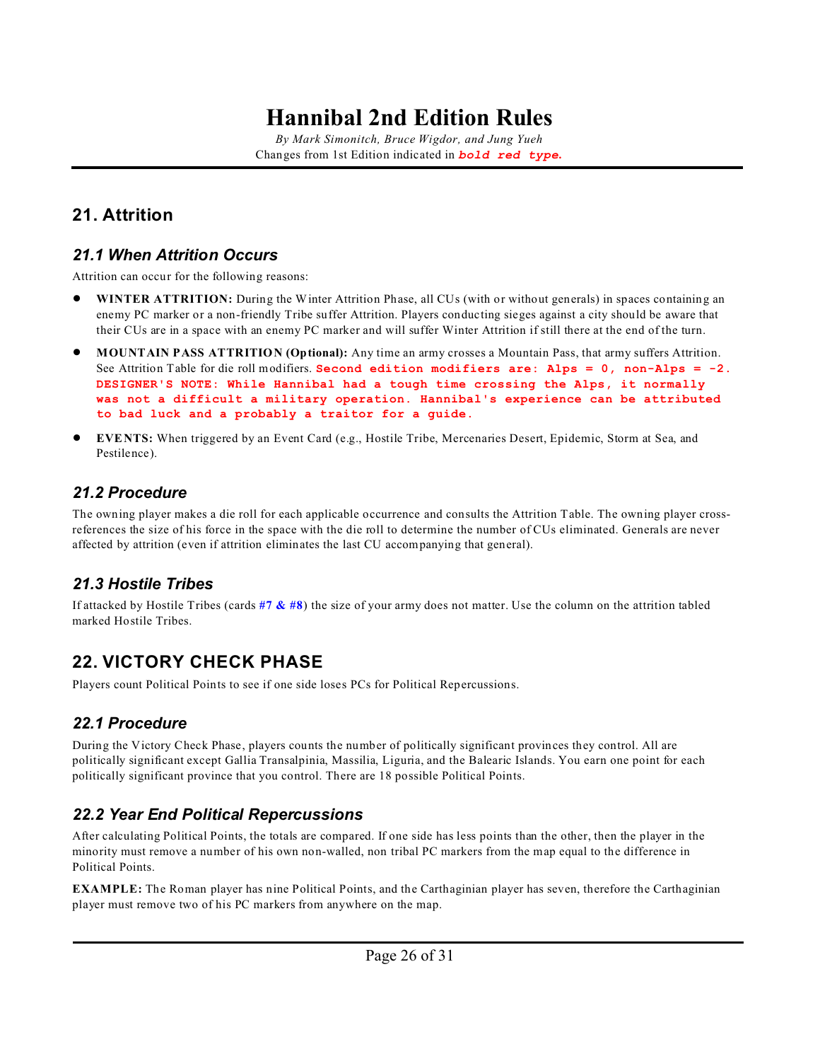# Hannibal 2nd Edition Rules

*By Mark Simonitch, Bruce Wigdor, and Jung Yueh*

Changes from 1st Edition indicated in ***bold red type.***

---

## 21. Attrition

### *21.1 When Attrition Occurs*

Attrition can occur for the following reasons:

- **WINTER ATTRITION:** During the Winter Attrition Phase, all CUs (with or without generals) in spaces containing an enemy PC marker or a non-friendly Tribe suffer Attrition. Players conducting sieges against a city should be aware that their CUs are in a space with an enemy PC marker and will suffer Winter Attrition if still there at the end of the turn.
- **MOUNTAIN PASS ATTRITION (Optional):** Any time an army crosses a Mountain Pass, that army suffers Attrition. See Attrition Table for die roll modifiers. **Second edition modifiers are: Alps = 0, non-Alps = -2. DESIGNER'S NOTE: While Hannibal had a tough time crossing the Alps, it normally was not a difficult a military operation. Hannibal's experience can be attributed to bad luck and a probably a traitor for a guide.**
- **EVENTS:** When triggered by an Event Card (e.g., Hostile Tribe, Mercenaries Desert, Epidemic, Storm at Sea, and Pestilence).

### *21.2 Procedure*

The owning player makes a die roll for each applicable occurrence and consults the Attrition Table. The owning player cross-references the size of his force in the space with the die roll to determine the number of CUs eliminated. Generals are never affected by attrition (even if attrition eliminates the last CU accompanying that general).

### *21.3 Hostile Tribes*

If attacked by Hostile Tribes (cards **#7 & #8**) the size of your army does not matter. Use the column on the attrition tabled marked Hostile Tribes.

## 22. VICTORY CHECK PHASE

Players count Political Points to see if one side loses PCs for Political Repercussions.

### *22.1 Procedure*

During the Victory Check Phase, players counts the number of politically significant provinces they control. All are politically significant except Gallia Transalpinia, Massilia, Liguria, and the Balearic Islands. You earn one point for each politically significant province that you control. There are 18 possible Political Points.

### *22.2 Year End Political Repercussions*

After calculating Political Points, the totals are compared. If one side has less points than the other, then the player in the minority must remove a number of his own non-walled, non tribal PC markers from the map equal to the difference in Political Points.

**EXAMPLE:** The Roman player has nine Political Points, and the Carthaginian player has seven, therefore the Carthaginian player must remove two of his PC markers from anywhere on the map.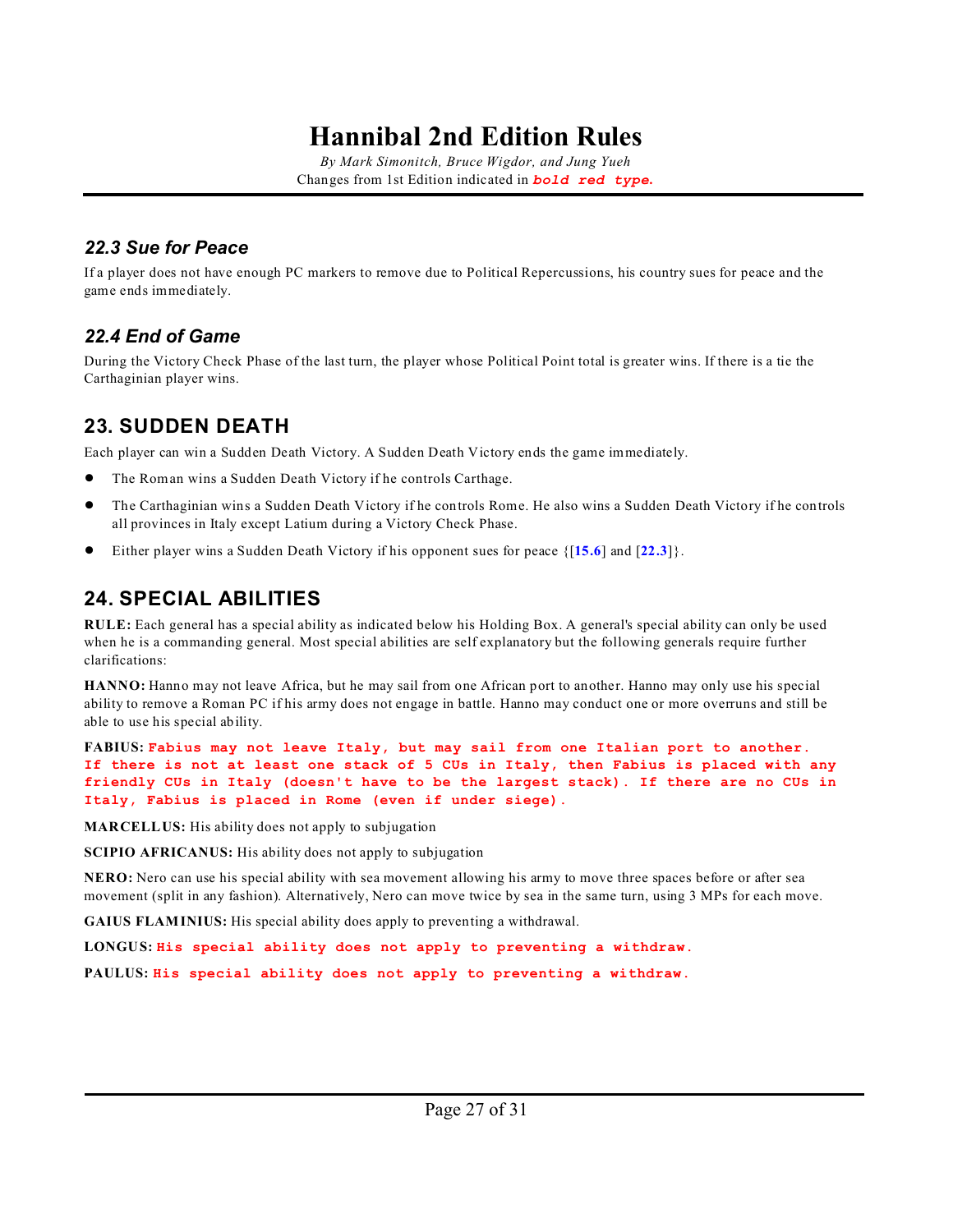# Hannibal 2nd Edition Rules

*By Mark Simonitch, Bruce Wigdor, and Jung Yueh*

Changes from 1st Edition indicated in ***bold red type.***

### *22.3 Sue for Peace*

If a player does not have enough PC markers to remove due to Political Repercussions, his country sues for peace and the game ends immediately.

### *22.4 End of Game*

During the Victory Check Phase of the last turn, the player whose Political Point total is greater wins. If there is a tie the Carthaginian player wins.

## 23. SUDDEN DEATH

Each player can win a Sudden Death Victory. A Sudden Death Victory ends the game immediately.

- The Roman wins a Sudden Death Victory if he controls Carthage.
- The Carthaginian wins a Sudden Death Victory if he controls Rome. He also wins a Sudden Death Victory if he controls all provinces in Italy except Latium during a Victory Check Phase.
- Either player wins a Sudden Death Victory if his opponent sues for peace {[**15.6**] and [**22.3**]}.

## 24. SPECIAL ABILITIES

**RULE:** Each general has a special ability as indicated below his Holding Box. A general's special ability can only be used when he is a commanding general. Most special abilities are self explanatory but the following generals require further clarifications:

**HANNO:** Hanno may not leave Africa, but he may sail from one African port to another. Hanno may only use his special ability to remove a Roman PC if his army does not engage in battle. Hanno may conduct one or more overruns and still be able to use his special ability.

**FABIUS:** **Fabius may not leave Italy, but may sail from one Italian port to another. If there is not at least one stack of 5 CUs in Italy, then Fabius is placed with any friendly CUs in Italy (doesn't have to be the largest stack). If there are no CUs in Italy, Fabius is placed in Rome (even if under siege).**

**MARCELLUS:** His ability does not apply to subjugation

**SCIPIO AFRICANUS:** His ability does not apply to subjugation

**NERO:** Nero can use his special ability with sea movement allowing his army to move three spaces before or after sea movement (split in any fashion). Alternatively, Nero can move twice by sea in the same turn, using 3 MPs for each move.

**GAIUS FLAMINIUS:** His special ability does apply to preventing a withdrawal.

**LONGUS:** **His special ability does not apply to preventing a withdraw.**

**PAULUS:** **His special ability does not apply to preventing a withdraw.**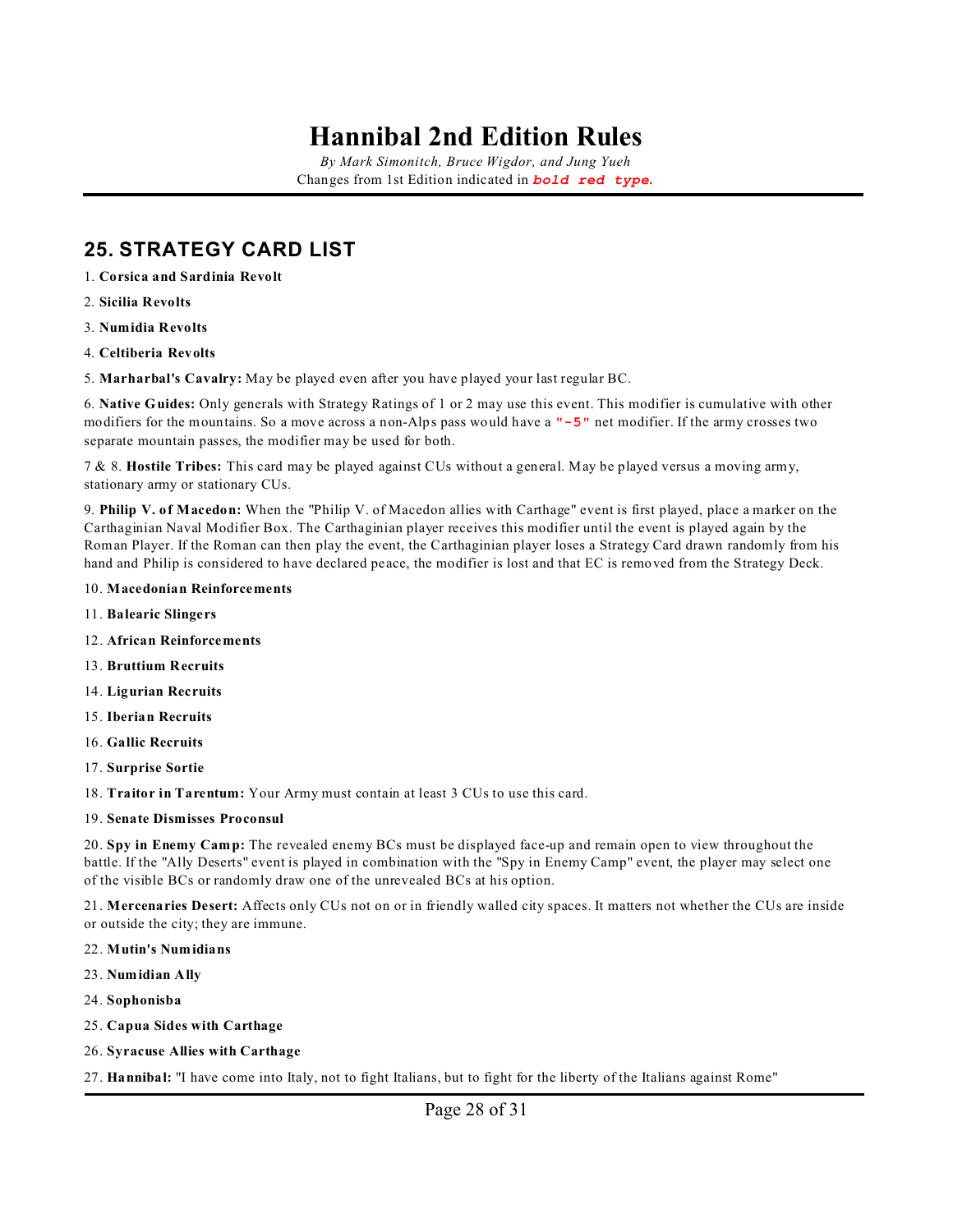## 25. STRATEGY CARD LIST

1. **Corsica and Sardinia Revolt**

2. **Sicilia Revolts**

3. **Numidia Revolts**

4. **Celtiberia Revolts**

5. **Marharbal's Cavalry:** May be played even after you have played your last regular BC.

6. **Native Guides:** Only generals with Strategy Ratings of 1 or 2 may use this event. This modifier is cumulative with other modifiers for the mountains. So a move across a non-Alps pass would have a **"-5"** net modifier. If the army crosses two separate mountain passes, the modifier may be used for both.

7 & 8. **Hostile Tribes:** This card may be played against CUs without a general. May be played versus a moving army, stationary army or stationary CUs.

9. **Philip V. of Macedon:** When the "Philip V. of Macedon allies with Carthage" event is first played, place a marker on the Carthaginian Naval Modifier Box. The Carthaginian player receives this modifier until the event is played again by the Roman Player. If the Roman can then play the event, the Carthaginian player loses a Strategy Card drawn randomly from his hand and Philip is considered to have declared peace, the modifier is lost and that EC is removed from the Strategy Deck.

10. **Macedonian Reinforcements**

11. **Balearic Slingers**

12. **African Reinforcements**

13. **Bruttium Recruits**

14. **Ligurian Recruits**

15. **Iberian Recruits**

16. **Gallic Recruits**

17. **Surprise Sortie**

18. **Traitor in Tarentum:** Your Army must contain at least 3 CUs to use this card.

19. **Senate Dismisses Proconsul**

20. **Spy in Enemy Camp:** The revealed enemy BCs must be displayed face-up and remain open to view throughout the battle. If the "Ally Deserts" event is played in combination with the "Spy in Enemy Camp" event, the player may select one of the visible BCs or randomly draw one of the unrevealed BCs at his option.

21. **Mercenaries Desert:** Affects only CUs not on or in friendly walled city spaces. It matters not whether the CUs are inside or outside the city; they are immune.

22. **Mutin's Numidians**

23. **Numidian Ally**

24. **Sophonisba**

25. **Capua Sides with Carthage**

26. **Syracuse Allies with Carthage**

27. **Hannibal:** "I have come into Italy, not to fight Italians, but to fight for the liberty of the Italians against Rome"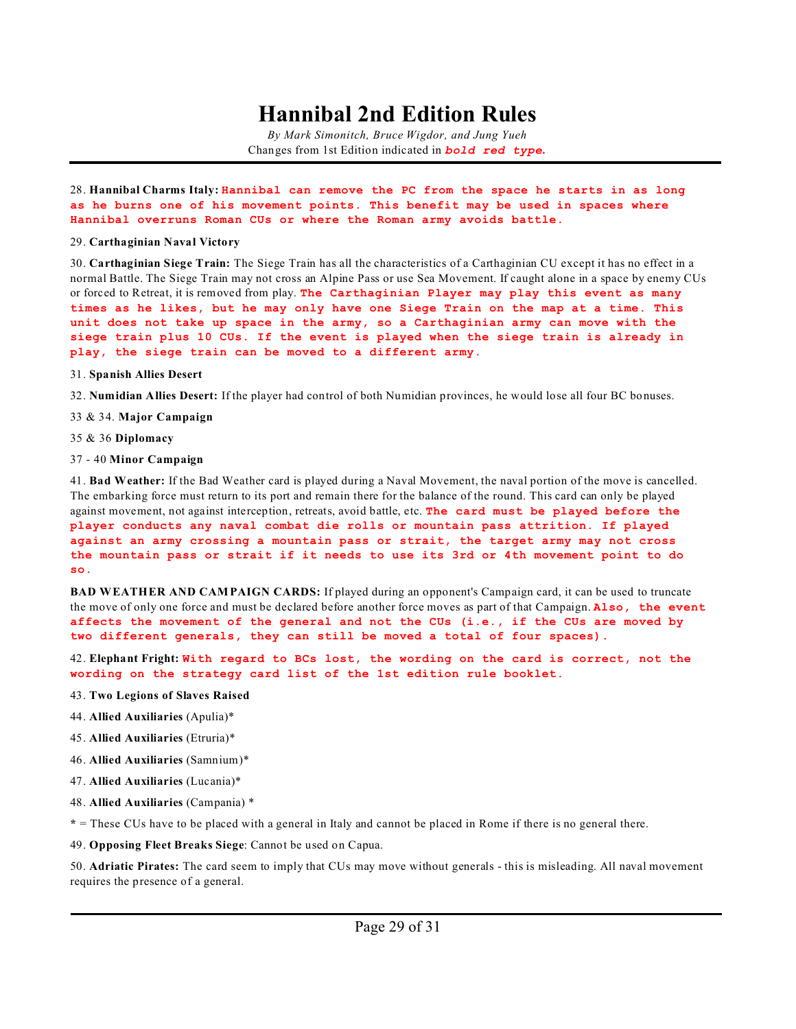# Hannibal 2nd Edition Rules

*By Mark Simonitch, Bruce Wigdor, and Jung Yueh*

Changes from 1st Edition indicated in ***bold red type.***

28. **Hannibal Charms Italy:** **Hannibal can remove the PC from the space he starts in as long as he burns one of his movement points. This benefit may be used in spaces where Hannibal overruns Roman CUs or where the Roman army avoids battle.**

29. **Carthaginian Naval Victory**

30. **Carthaginian Siege Train:** The Siege Train has all the characteristics of a Carthaginian CU except it has no effect in a normal Battle. The Siege Train may not cross an Alpine Pass or use Sea Movement. If caught alone in a space by enemy CUs or forced to Retreat, it is removed from play. **The Carthaginian Player may play this event as many times as he likes, but he may only have one Siege Train on the map at a time. This unit does not take up space in the army, so a Carthaginian army can move with the siege train plus 10 CUs. If the event is played when the siege train is already in play, the siege train can be moved to a different army.**

31. **Spanish Allies Desert**

32. **Numidian Allies Desert:** If the player had control of both Numidian provinces, he would lose all four BC bonuses.

33 & 34. **Major Campaign**

35 & 36 **Diplomacy**

37 - 40 **Minor Campaign**

41. **Bad Weather:** If the Bad Weather card is played during a Naval Movement, the naval portion of the move is cancelled. The embarking force must return to its port and remain there for the balance of the round. This card can only be played against movement, not against interception, retreats, avoid battle, etc. **The card must be played before the player conducts any naval combat die rolls or mountain pass attrition. If played against an army crossing a mountain pass or strait, the target army may not cross the mountain pass or strait if it needs to use its 3rd or 4th movement point to do so.**

**BAD WEATHER AND CAMPAIGN CARDS:** If played during an opponent's Campaign card, it can be used to truncate the move of only one force and must be declared before another force moves as part of that Campaign. **Also, the event affects the movement of the general and not the CUs (i.e., if the CUs are moved by two different generals, they can still be moved a total of four spaces).**

42. **Elephant Fright:** **With regard to BCs lost, the wording on the card is correct, not the wording on the strategy card list of the 1st edition rule booklet.**

43. **Two Legions of Slaves Raised**

44. **Allied Auxiliaries** (Apulia)*

45. **Allied Auxiliaries** (Etruria)*

46. **Allied Auxiliaries** (Samnium)*

47. **Allied Auxiliaries** (Lucania)*

48. **Allied Auxiliaries** (Campania) *

* = These CUs have to be placed with a general in Italy and cannot be placed in Rome if there is no general there.

49. **Opposing Fleet Breaks Siege**: Cannot be used on Capua.

50. **Adriatic Pirates:** The card seem to imply that CUs may move without generals - this is misleading. All naval movement requires the presence of a general.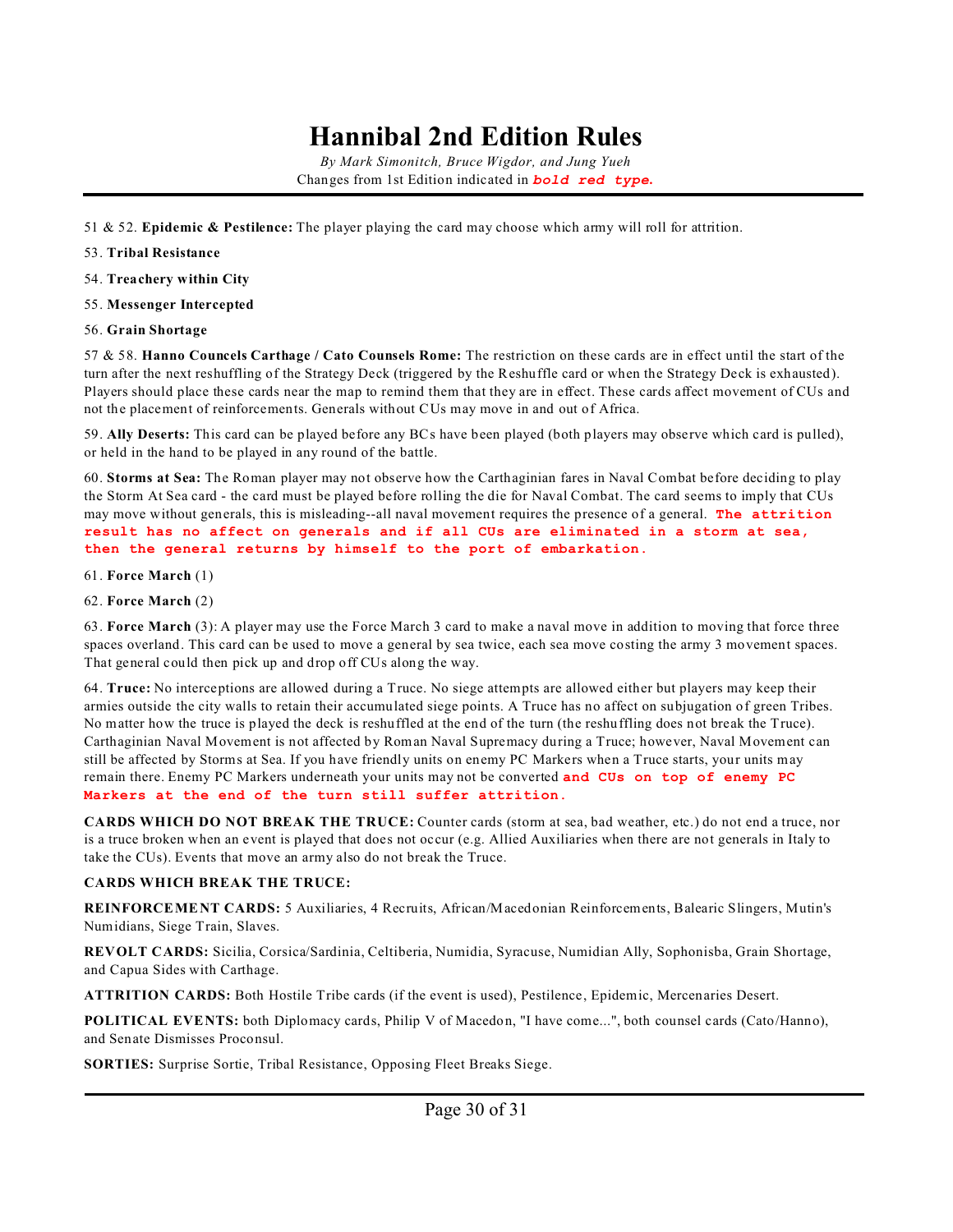# Hannibal 2nd Edition Rules

*By Mark Simonitch, Bruce Wigdor, and Jung Yueh*

Changes from 1st Edition indicated in ***bold red type.***

---

51 & 52. **Epidemic & Pestilence:** The player playing the card may choose which army will roll for attrition.

53. **Tribal Resistance**

54. **Treachery within City**

55. **Messenger Intercepted**

56. **Grain Shortage**

57 & 58. **Hanno Councels Carthage / Cato Counsels Rome:** The restriction on these cards are in effect until the start of the turn after the next reshuffling of the Strategy Deck (triggered by the Reshuffle card or when the Strategy Deck is exhausted). Players should place these cards near the map to remind them that they are in effect. These cards affect movement of CUs and not the placement of reinforcements. Generals without CUs may move in and out of Africa.

59. **Ally Deserts:** This card can be played before any BCs have been played (both players may observe which card is pulled), or held in the hand to be played in any round of the battle.

60. **Storms at Sea:** The Roman player may not observe how the Carthaginian fares in Naval Combat before deciding to play the Storm At Sea card - the card must be played before rolling the die for Naval Combat. The card seems to imply that CUs may move without generals, this is misleading--all naval movement requires the presence of a general. ***The attrition result has no affect on generals and if all CUs are eliminated in a storm at sea, then the general returns by himself to the port of embarkation.***

61. **Force March** (1)

62. **Force March** (2)

63. **Force March** (3): A player may use the Force March 3 card to make a naval move in addition to moving that force three spaces overland. This card can be used to move a general by sea twice, each sea move costing the army 3 movement spaces. That general could then pick up and drop off CUs along the way.

64. **Truce:** No interceptions are allowed during a Truce. No siege attempts are allowed either but players may keep their armies outside the city walls to retain their accumulated siege points. A Truce has no affect on subjugation of green Tribes. No matter how the truce is played the deck is reshuffled at the end of the turn (the reshuffling does not break the Truce). Carthaginian Naval Movement is not affected by Roman Naval Supremacy during a Truce; however, Naval Movement can still be affected by Storms at Sea. If you have friendly units on enemy PC Markers when a Truce starts, your units may remain there. Enemy PC Markers underneath your units may not be converted ***and CUs on top of enemy PC Markers at the end of the turn still suffer attrition.***

**CARDS WHICH DO NOT BREAK THE TRUCE:** Counter cards (storm at sea, bad weather, etc.) do not end a truce, nor is a truce broken when an event is played that does not occur (e.g. Allied Auxiliaries when there are not generals in Italy to take the CUs). Events that move an army also do not break the Truce.

**CARDS WHICH BREAK THE TRUCE:**

**REINFORCEMENT CARDS:** 5 Auxiliaries, 4 Recruits, African/Macedonian Reinforcements, Balearic Slingers, Mutin's Numidians, Siege Train, Slaves.

**REVOLT CARDS:** Sicilia, Corsica/Sardinia, Celtiberia, Numidia, Syracuse, Numidian Ally, Sophonisba, Grain Shortage, and Capua Sides with Carthage.

**ATTRITION CARDS:** Both Hostile Tribe cards (if the event is used), Pestilence, Epidemic, Mercenaries Desert.

**POLITICAL EVENTS:** both Diplomacy cards, Philip V of Macedon, "I have come...", both counsel cards (Cato/Hanno), and Senate Dismisses Proconsul.

**SORTIES:** Surprise Sortie, Tribal Resistance, Opposing Fleet Breaks Siege.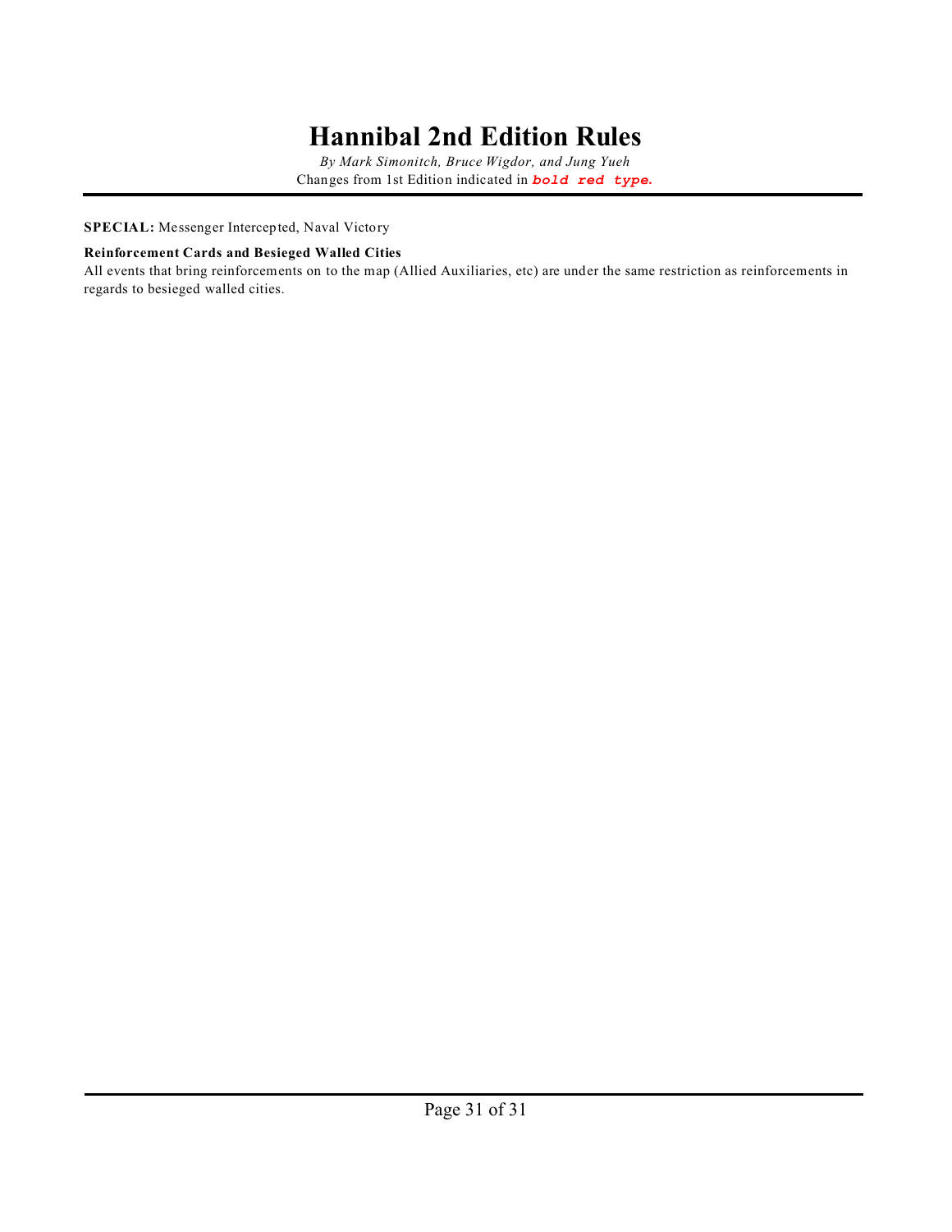**SPECIAL:** Messenger Intercepted, Naval Victory

**Reinforcement Cards and Besieged Walled Cities**

All events that bring reinforcements on to the map (Allied Auxiliaries, etc) are under the same restriction as reinforcements in regards to besieged walled cities.